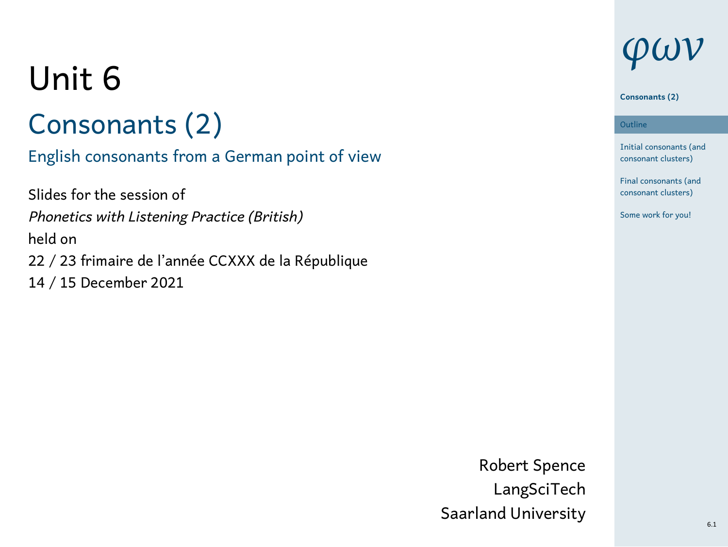# Unit 6

## Consonants (2)

### English consonants from a German point of view

Slides for the session of
*Phonetics with Listening Practice (British)*
held on
22 / 23 frimaire de l'année CCXXX de la République
14 / 15 December 2021

Robert Spence
LangSciTech
Saarland University

φων

**Consonants (2)**

- Outline
- Initial consonants (and consonant clusters)
- Final consonants (and consonant clusters)
- Some work for you!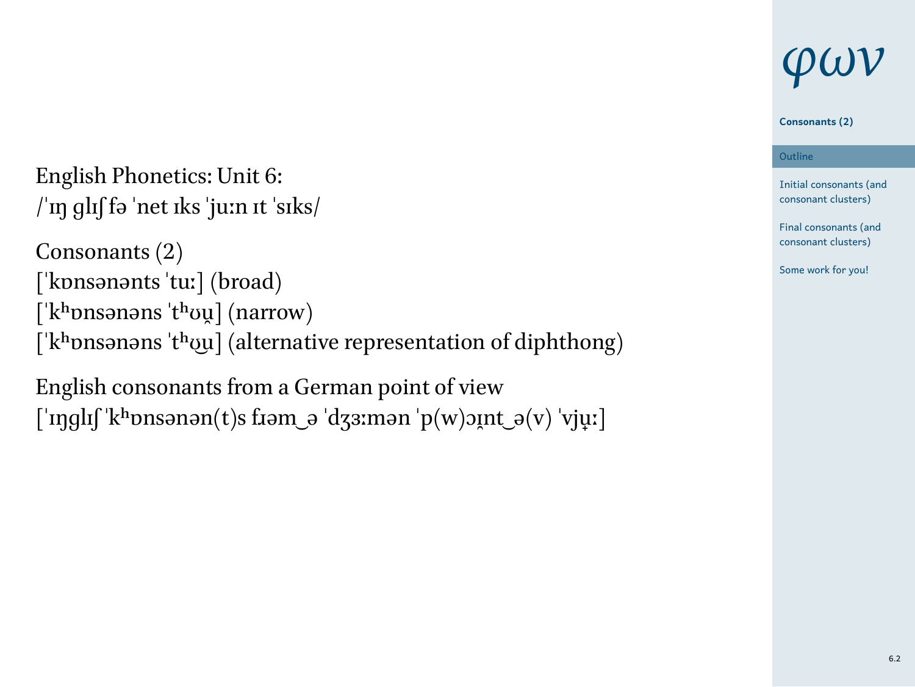English Phonetics: Unit 6:
/ˈɪŋ glɪʃ fə ˈnet ɪks ˈjuːn ɪt ˈsɪks/

Consonants (2)
[ˈkɒnsənənts ˈtuː] (broad)
[ˈkʰɒnsənəns ˈtʰʊu̯] (narrow)
[ˈkʰɒnsənəns ˈtʰʊ͜u] (alternative representation of diphthong)

English consonants from a German point of view
[ˈɪŋglɪʃ ˈkʰɒnsənən(t)s fɹəm‿ə ˈdʒɜːmən ˈp(w)ɔɪ̯nt‿ə(v) ˈvjʉ̟ː]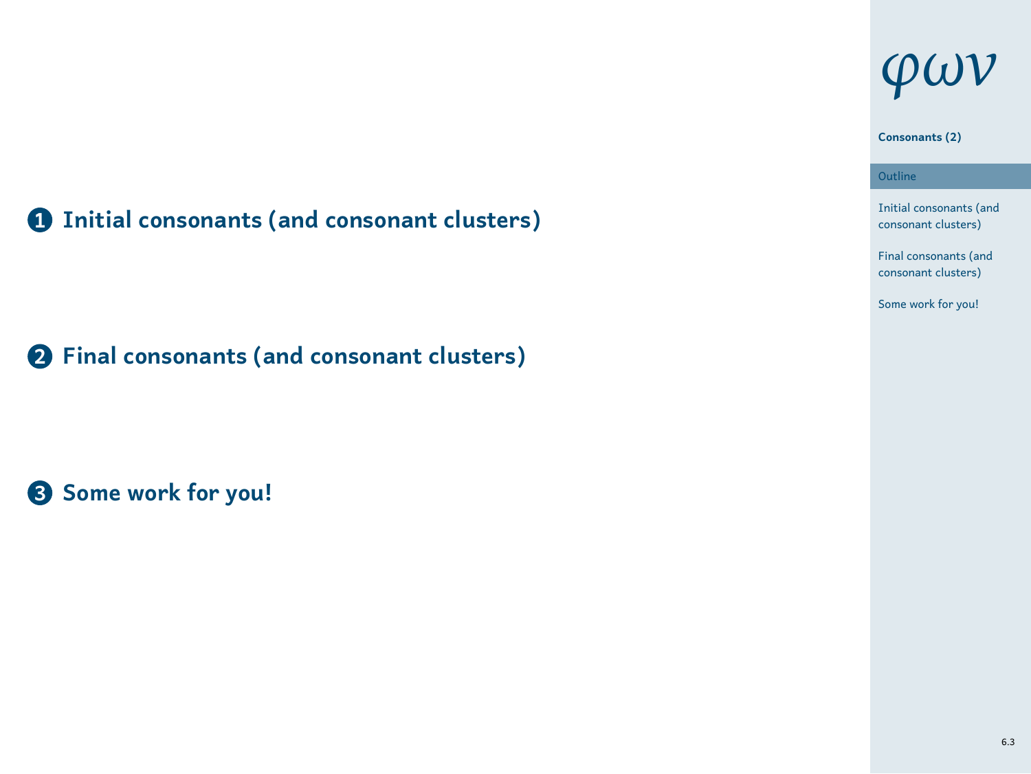1. **Initial consonants (and consonant clusters)**

2. **Final consonants (and consonant clusters)**

3. **Some work for you!**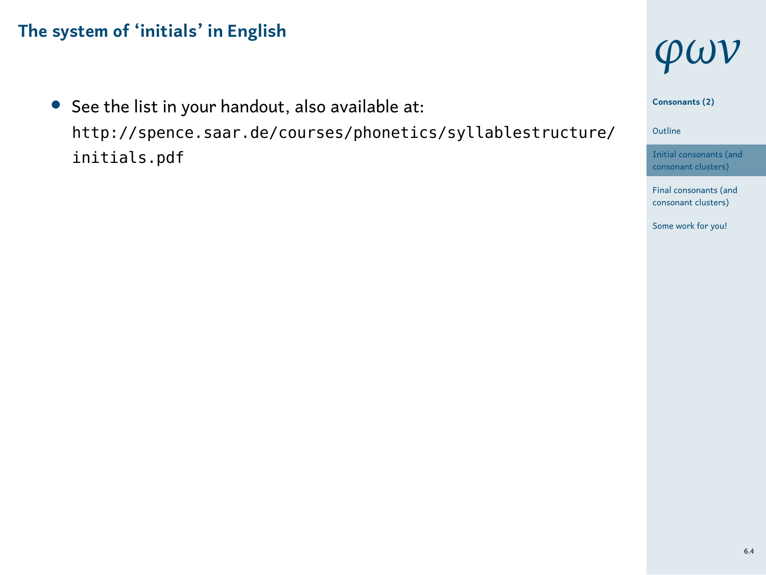## The system of 'initials' in English

- See the list in your handout, also available at: `http://spence.saar.de/courses/phonetics/syllablestructure/initials.pdf`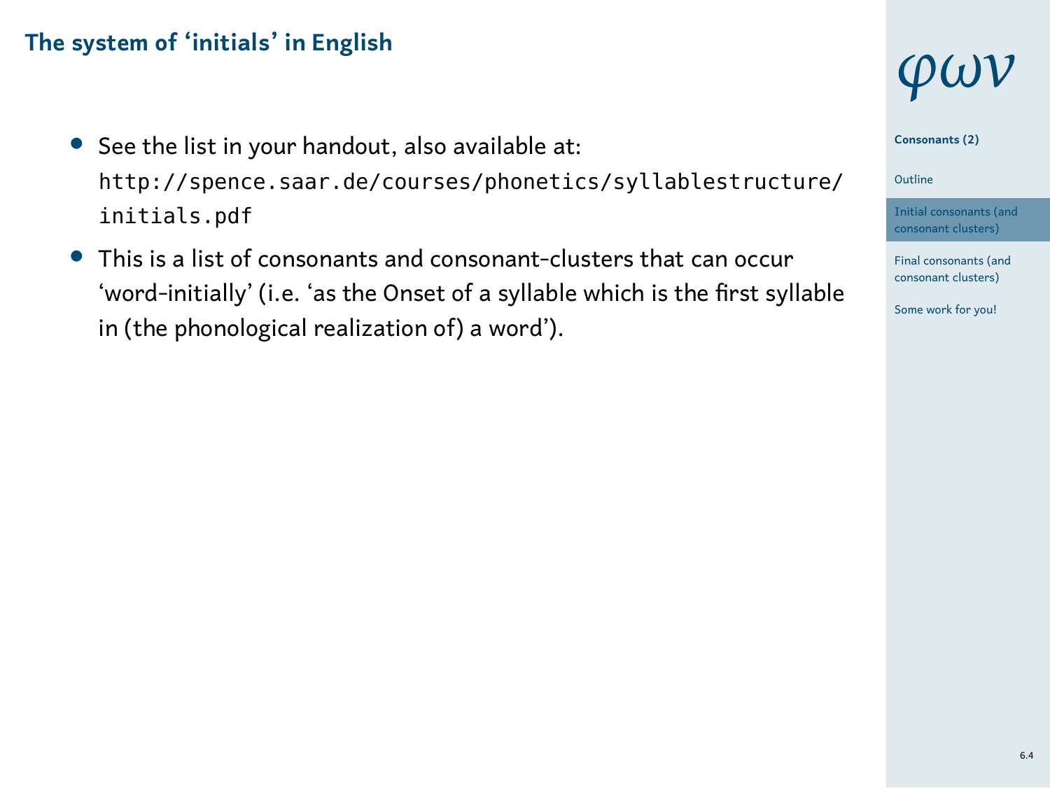## The system of 'initials' in English

- See the list in your handout, also available at: `http://spence.saar.de/courses/phonetics/syllablestructure/initials.pdf`
- This is a list of consonants and consonant-clusters that can occur 'word-initially' (i.e. 'as the Onset of a syllable which is the first syllable in (the phonological realization of) a word').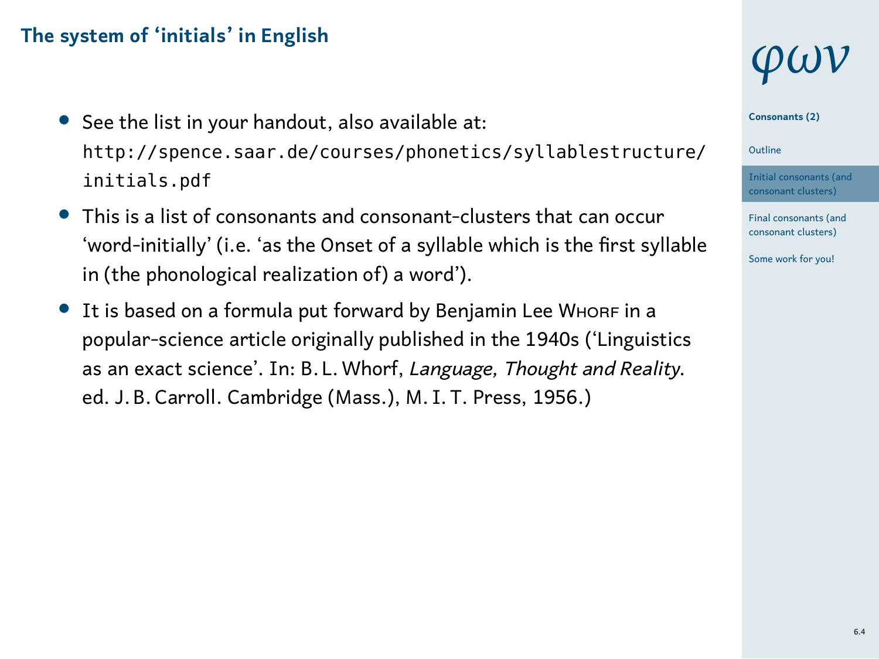## The system of 'initials' in English

- See the list in your handout, also available at: `http://spence.saar.de/courses/phonetics/syllablestructure/initials.pdf`
- This is a list of consonants and consonant-clusters that can occur 'word-initially' (i.e. 'as the Onset of a syllable which is the first syllable in (the phonological realization of) a word').
- It is based on a formula put forward by Benjamin Lee Whorf in a popular-science article originally published in the 1940s ('Linguistics as an exact science'. In: B. L. Whorf, *Language, Thought and Reality*. ed. J. B. Carroll. Cambridge (Mass.), M. I. T. Press, 1956.)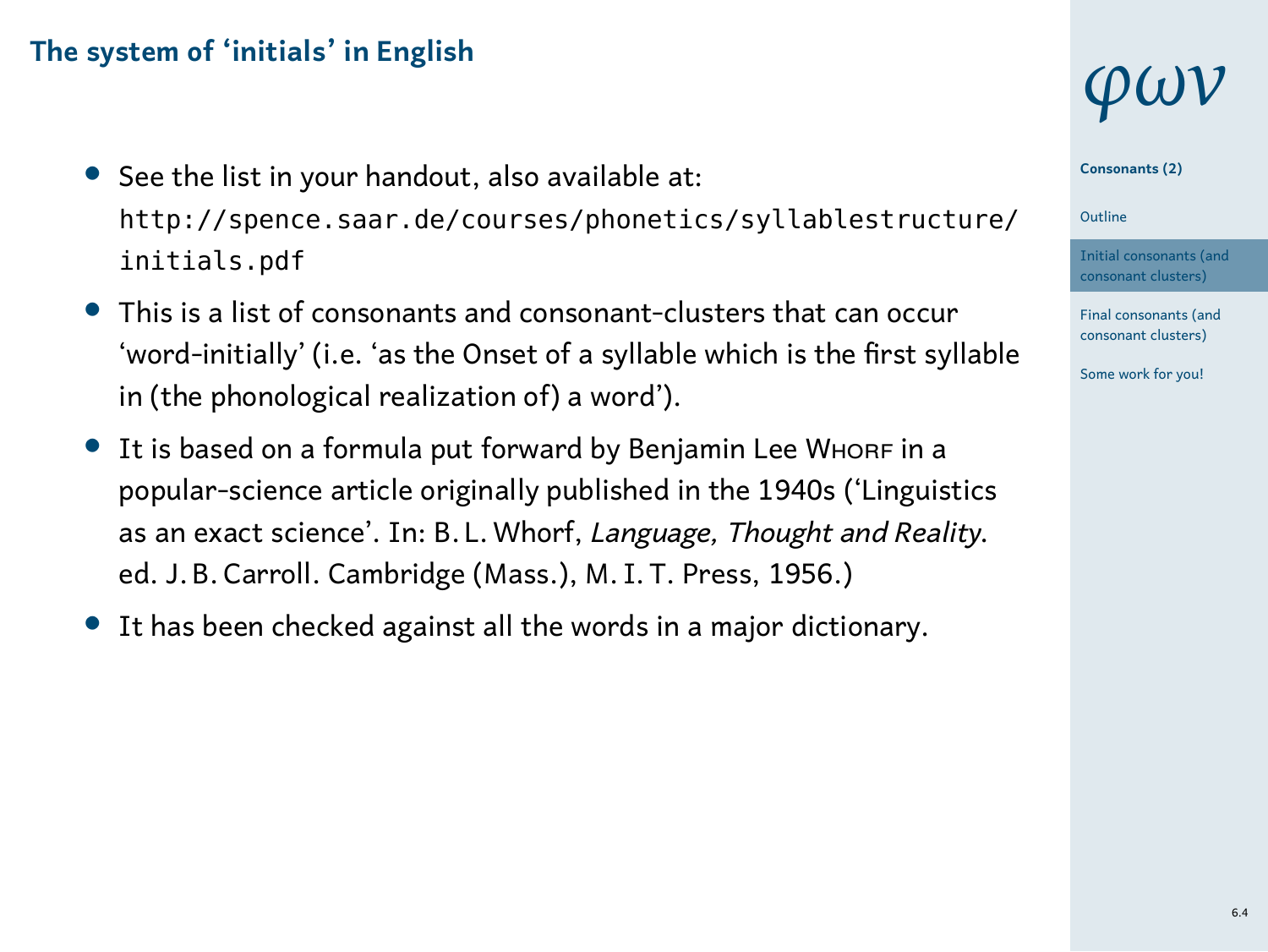## The system of 'initials' in English

- See the list in your handout, also available at: `http://spence.saar.de/courses/phonetics/syllablestructure/initials.pdf`
- This is a list of consonants and consonant-clusters that can occur 'word-initially' (i.e. 'as the Onset of a syllable which is the first syllable in (the phonological realization of) a word').
- It is based on a formula put forward by Benjamin Lee Whorf in a popular-science article originally published in the 1940s ('Linguistics as an exact science'. In: B. L. Whorf, *Language, Thought and Reality*. ed. J. B. Carroll. Cambridge (Mass.), M. I. T. Press, 1956.)
- It has been checked against all the words in a major dictionary.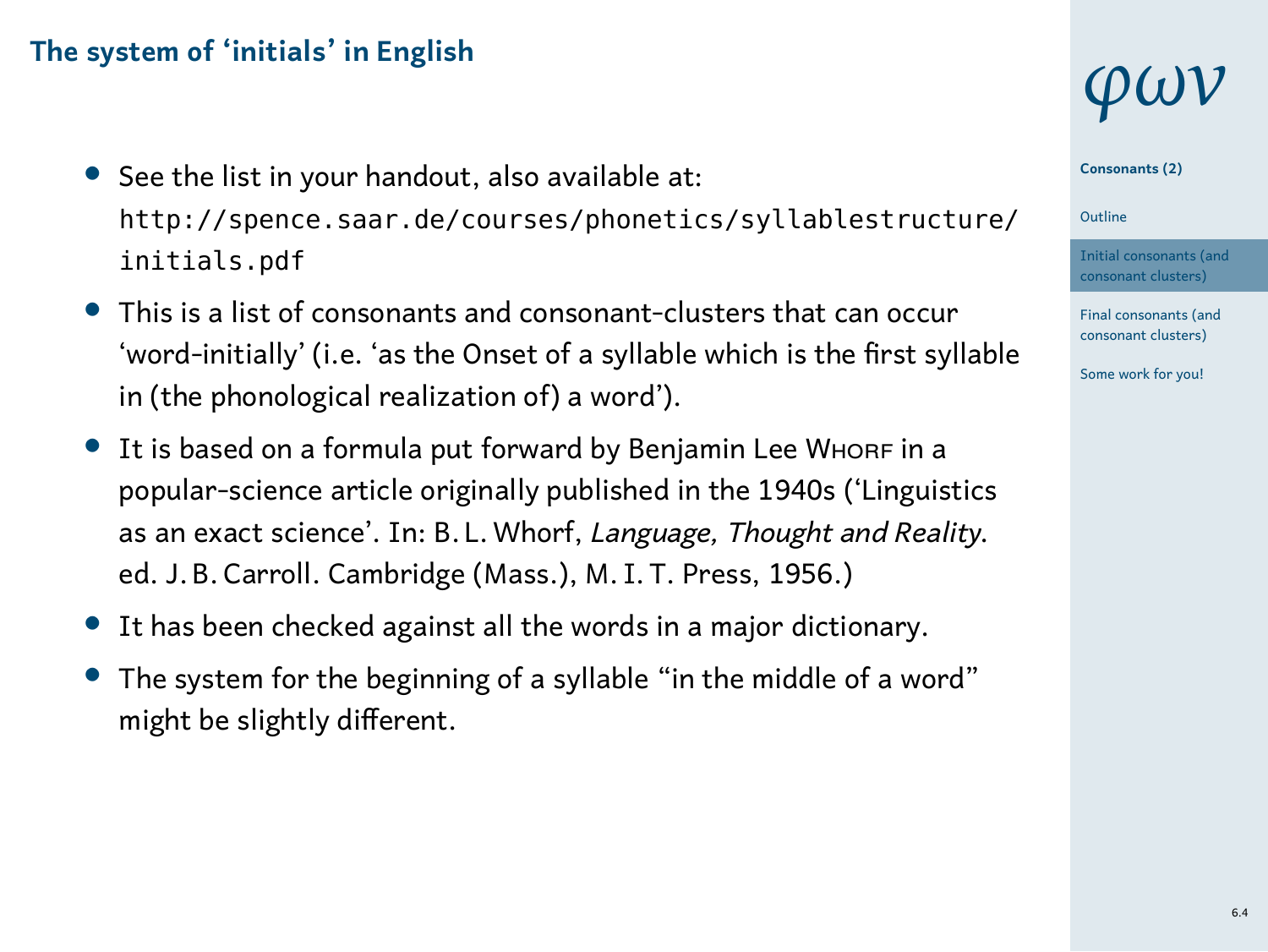## The system of ‘initials’ in English

- See the list in your handout, also available at: `http://spence.saar.de/courses/phonetics/syllablestructure/initials.pdf`
- This is a list of consonants and consonant-clusters that can occur ‘word-initially’ (i.e. ‘as the Onset of a syllable which is the first syllable in (the phonological realization of) a word’).
- It is based on a formula put forward by Benjamin Lee Whorf in a popular-science article originally published in the 1940s (‘Linguistics as an exact science’. In: B. L. Whorf, *Language, Thought and Reality*. ed. J. B. Carroll. Cambridge (Mass.), M. I. T. Press, 1956.)
- It has been checked against all the words in a major dictionary.
- The system for the beginning of a syllable “in the middle of a word” might be slightly different.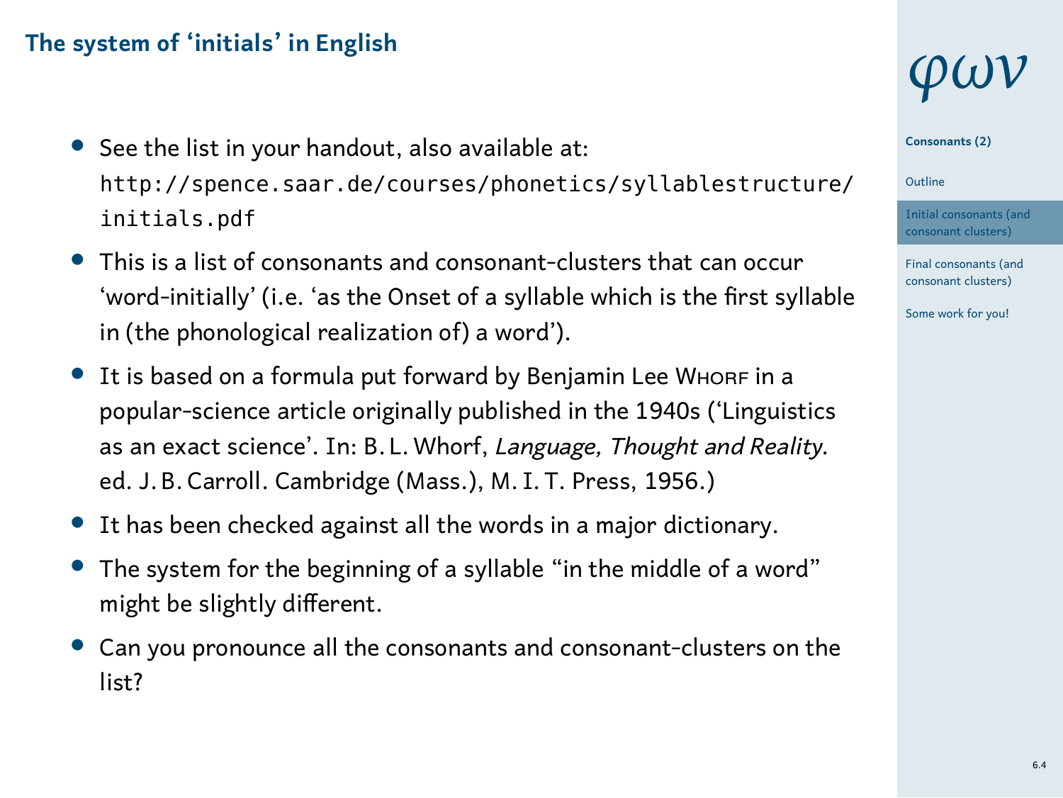## The system of ‘initials’ in English

- See the list in your handout, also available at: `http://spence.saar.de/courses/phonetics/syllablestructure/initials.pdf`
- This is a list of consonants and consonant-clusters that can occur ‘word-initially’ (i.e. ‘as the Onset of a syllable which is the first syllable in (the phonological realization of) a word’).
- It is based on a formula put forward by Benjamin Lee WHORF in a popular-science article originally published in the 1940s (‘Linguistics as an exact science’. In: B. L. Whorf, *Language, Thought and Reality*. ed. J. B. Carroll. Cambridge (Mass.), M. I. T. Press, 1956.)
- It has been checked against all the words in a major dictionary.
- The system for the beginning of a syllable “in the middle of a word” might be slightly different.
- Can you pronounce all the consonants and consonant-clusters on the list?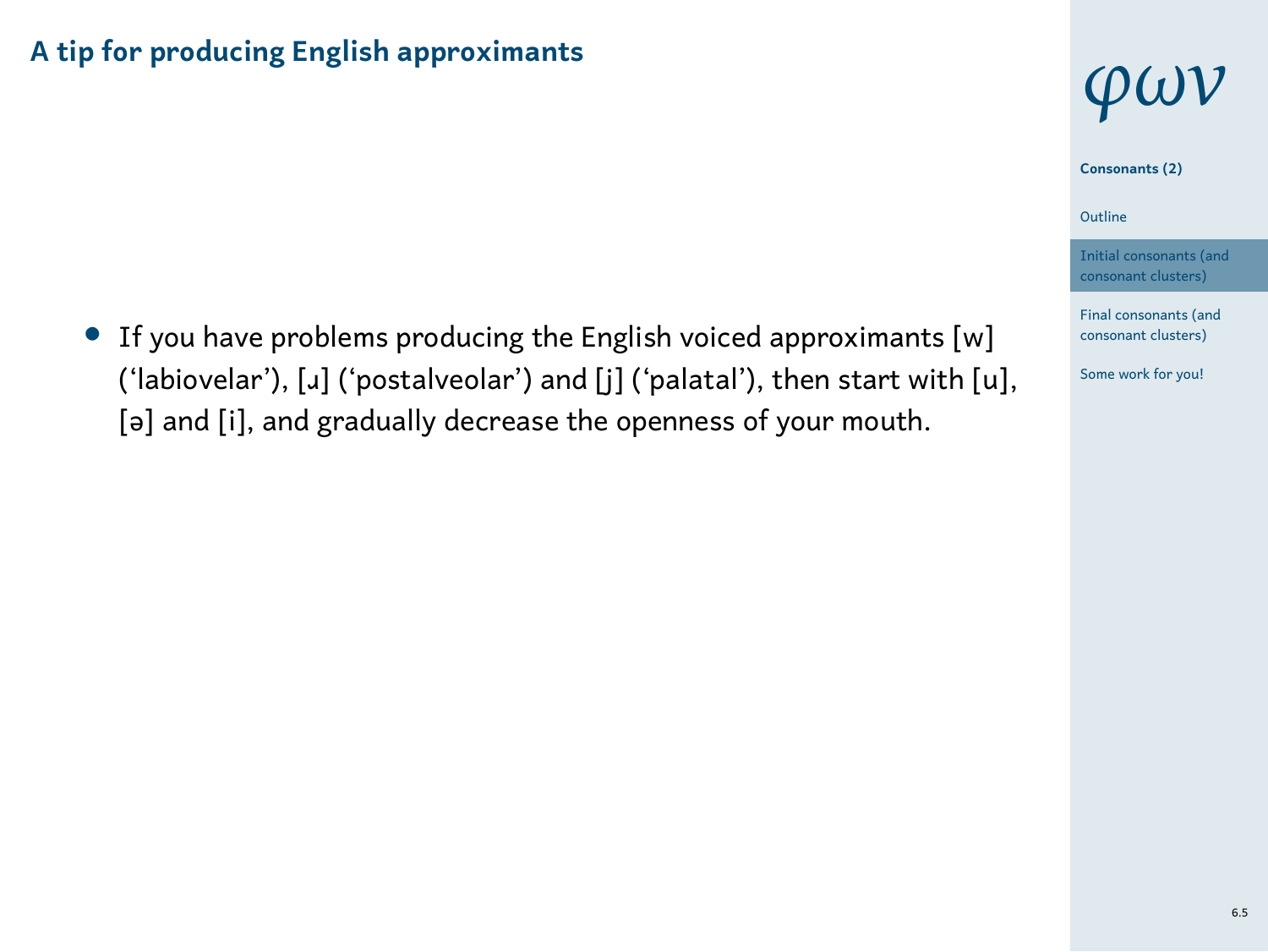## A tip for producing English approximants

- If you have problems producing the English voiced approximants [w] (‘labiovelar’), [ɹ] (‘postalveolar’) and [j] (‘palatal’), then start with [u], [ə] and [i], and gradually decrease the openness of your mouth.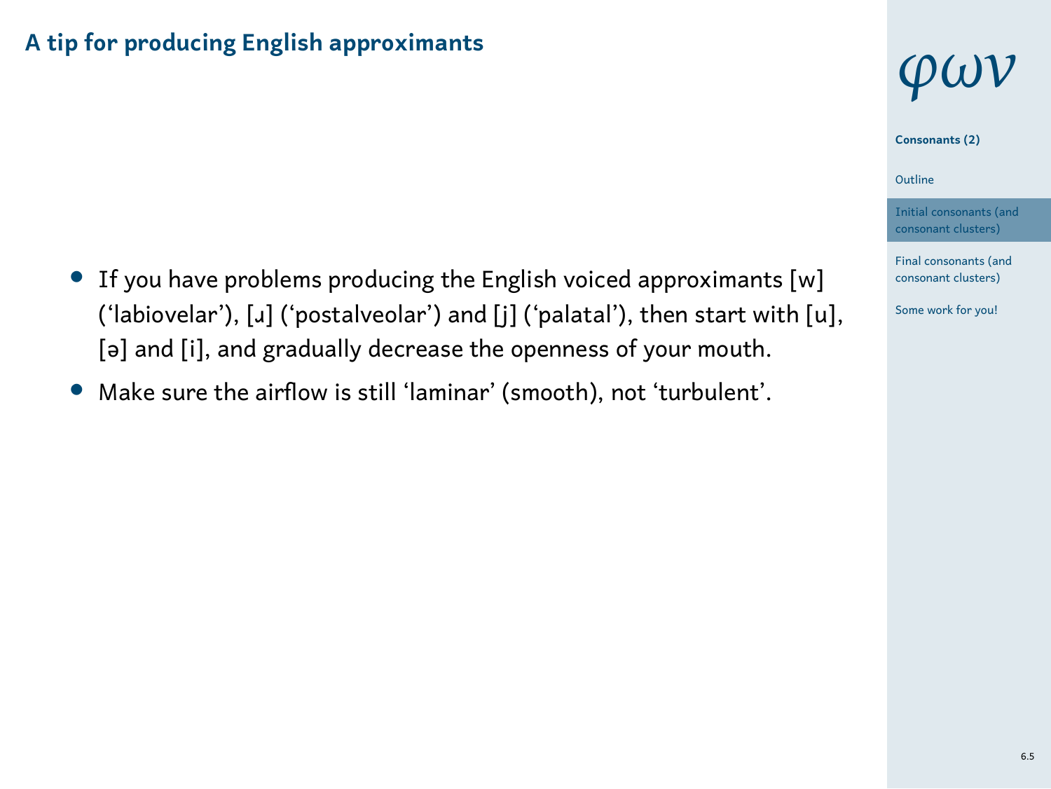## A tip for producing English approximants

- If you have problems producing the English voiced approximants [w] ('labiovelar'), [ɹ] ('postalveolar') and [j] ('palatal'), then start with [u], [ə] and [i], and gradually decrease the openness of your mouth.
- Make sure the airflow is still 'laminar' (smooth), not 'turbulent'.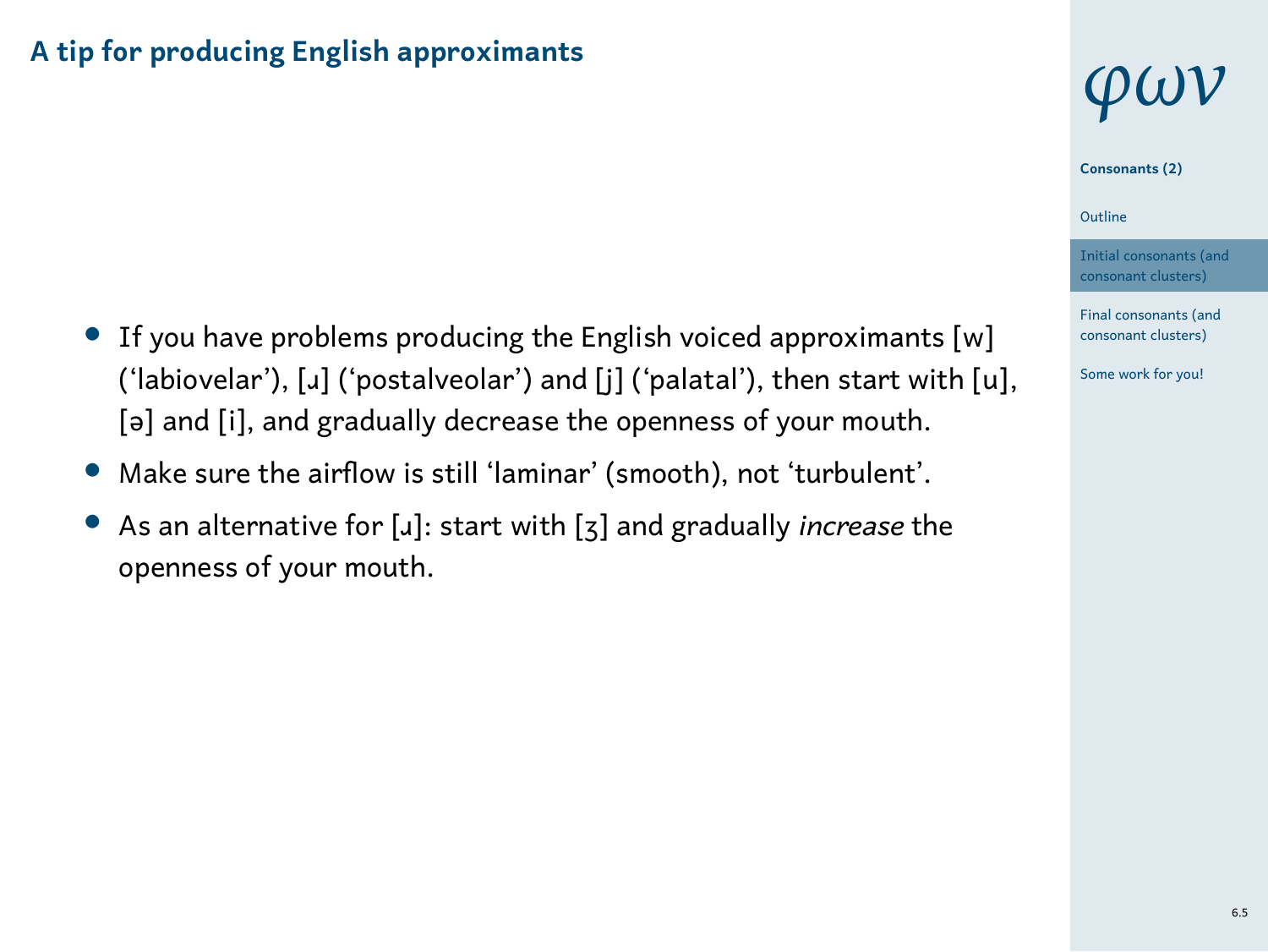## A tip for producing English approximants

- If you have problems producing the English voiced approximants [w] ('labiovelar'), [ɹ] ('postalveolar') and [j] ('palatal'), then start with [u], [ə] and [i], and gradually decrease the openness of your mouth.
- Make sure the airflow is still 'laminar' (smooth), not 'turbulent'.
- As an alternative for [ɹ]: start with [ʒ] and gradually *increase* the openness of your mouth.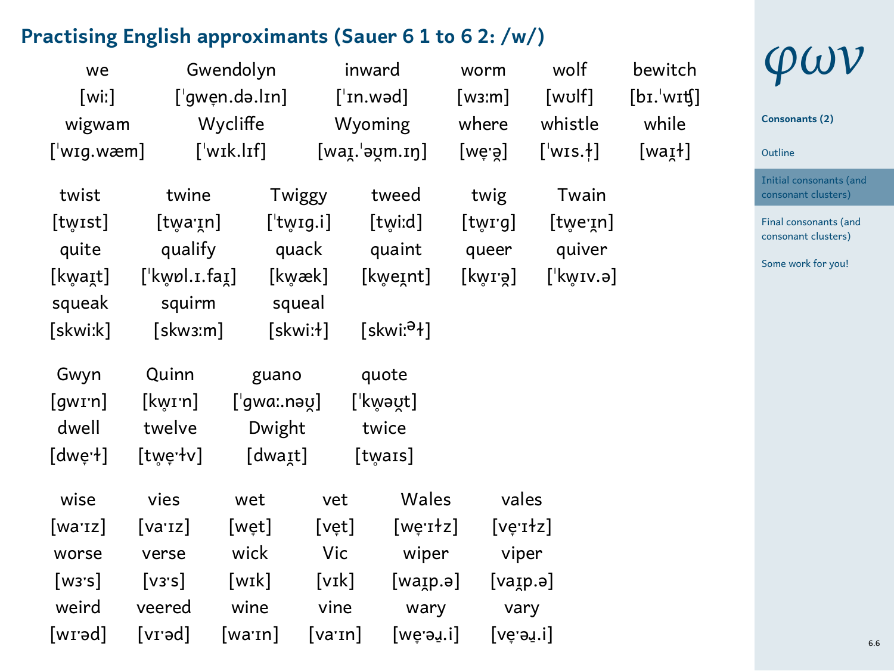## Practising English approximants (Sauer 6 1 to 6 2: /w/)

| we | Gwendolyn | inward | worm | wolf | bewitch |
|---|---|---|---|---|---|
| [wiː] | [ˈgwe̞n.də.lɪn] | [ˈɪn.wəd] | [wɜːm] | [wʊlf] | [bɪ.ˈwɪʧ] |
| wigwam | Wycliffe | Wyoming | where | whistle | while |
| [ˈwɪg.wæm] | [ˈwɪk.lɪf] | [wa̠ɪ̯.ˈəʊ̯m.ɪŋ] | [we̞ˑə̯] | [ˈwɪs.ɫ̩] | [wa̠ɪ̯ɫ] |

| twist | twine | Twiggy | tweed | twig | Twain |
|---|---|---|---|---|---|
| [tw̥ɪst] | [tw̥aˑɪ̯n] | [ˈtw̥ɪg.i] | [tw̥iːd] | [tw̥ɪˑg] | [tw̥eˑɪ̯n] |
| quite | qualify | quack | quaint | queer | quiver |
| [kw̥a̠ɪ̯t] | [ˈkw̥ɒl.ɪ.fa̠ɪ̯] | [kw̥æk] | [kw̥eɪ̯nt] | [kw̥ɪˑə̯] | [ˈkw̥ɪv.ə] |
| squeak | squirm | squeal | | | |
| [skwiːk] | [skwɜːm] | [skwiːɫ] | [skwiːᵊɫ] | | |

| Gwyn | Quinn | guano | quote |
|---|---|---|---|
| [gwɪˑn] | [kw̥ɪˑn] | [ˈgwɑː.nəʊ̯] | [ˈkw̥əʊ̯t] |
| dwell | twelve | Dwight | twice |
| [dwe̞ˑɫ] | [tw̥e̞ˑɫv] | [dwa̠ɪ̯t] | [tw̥aɪs] |

| wise | vies | wet | vet | Wales | vales |
|---|---|---|---|---|---|
| [waˑɪz] | [vaˑɪz] | [we̞t] | [ve̞t] | [we̞ˑɪɫz] | [ve̞ˑɪɫz] |
| worse | verse | wick | Vic | wiper | viper |
| [wɜˑs] | [vɜˑs] | [wɪk] | [vɪk] | [wa̠ɪ̯p.ə] | [va̠ɪ̯p.ə] |
| weird | veered | wine | vine | wary | vary |
| [wɪˑəd] | [vɪˑəd] | [waˑɪn] | [vaˑɪn] | [we̞ˑə̯ɹ̠.i] | [ve̞ˑə̯ɹ̠.i] |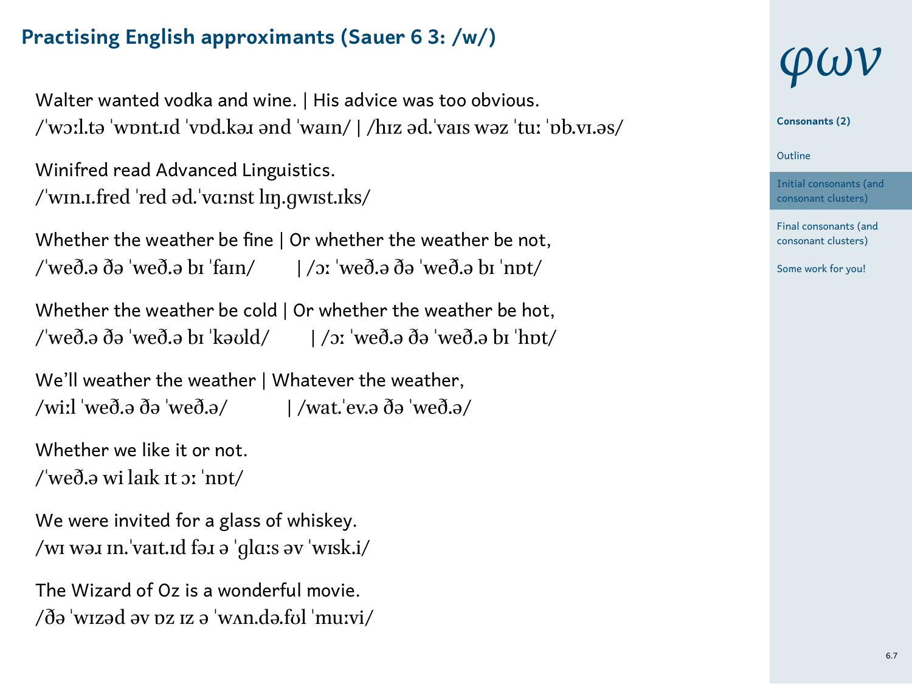## Practising English approximants (Sauer 6 3: /w/)

Walter wanted vodka and wine. | His advice was too obvious.
/ˈwɔːl.tə ˈwɒnt.ɪd ˈvɒd.kəɹ ənd ˈwaɪn/ | /hɪz əd.ˈvaɪs wəz ˈtuː ˈɒb.vɪ.əs/

Winifred read Advanced Linguistics.
/ˈwɪn.ɪ.fred ˈred əd.ˈvɑːnst lɪŋ.gwɪst.ɪks/

Whether the weather be fine | Or whether the weather be not,
/ˈweð.ə ðə ˈweð.ə bɪ ˈfaɪn/ | /ɔː ˈweð.ə ðə ˈweð.ə bɪ ˈnɒt/

Whether the weather be cold | Or whether the weather be hot,
/ˈweð.ə ðə ˈweð.ə bɪ ˈkəʊld/ | /ɔː ˈweð.ə ðə ˈweð.ə bɪ ˈhɒt/

We'll weather the weather | Whatever the weather,
/wiːl ˈweð.ə ðə ˈweð.ə/ | /wat.ˈev.ə ðə ˈweð.ə/

Whether we like it or not.
/ˈweð.ə wi laɪk ɪt ɔː ˈnɒt/

We were invited for a glass of whiskey.
/wɪ wəɹ ɪn.ˈvaɪt.ɪd fəɹ ə ˈglɑːs əv ˈwɪsk.i/

The Wizard of Oz is a wonderful movie.
/ðə ˈwɪzəd əv ɒz ɪz ə ˈwʌn.də.fʊl ˈmuːvi/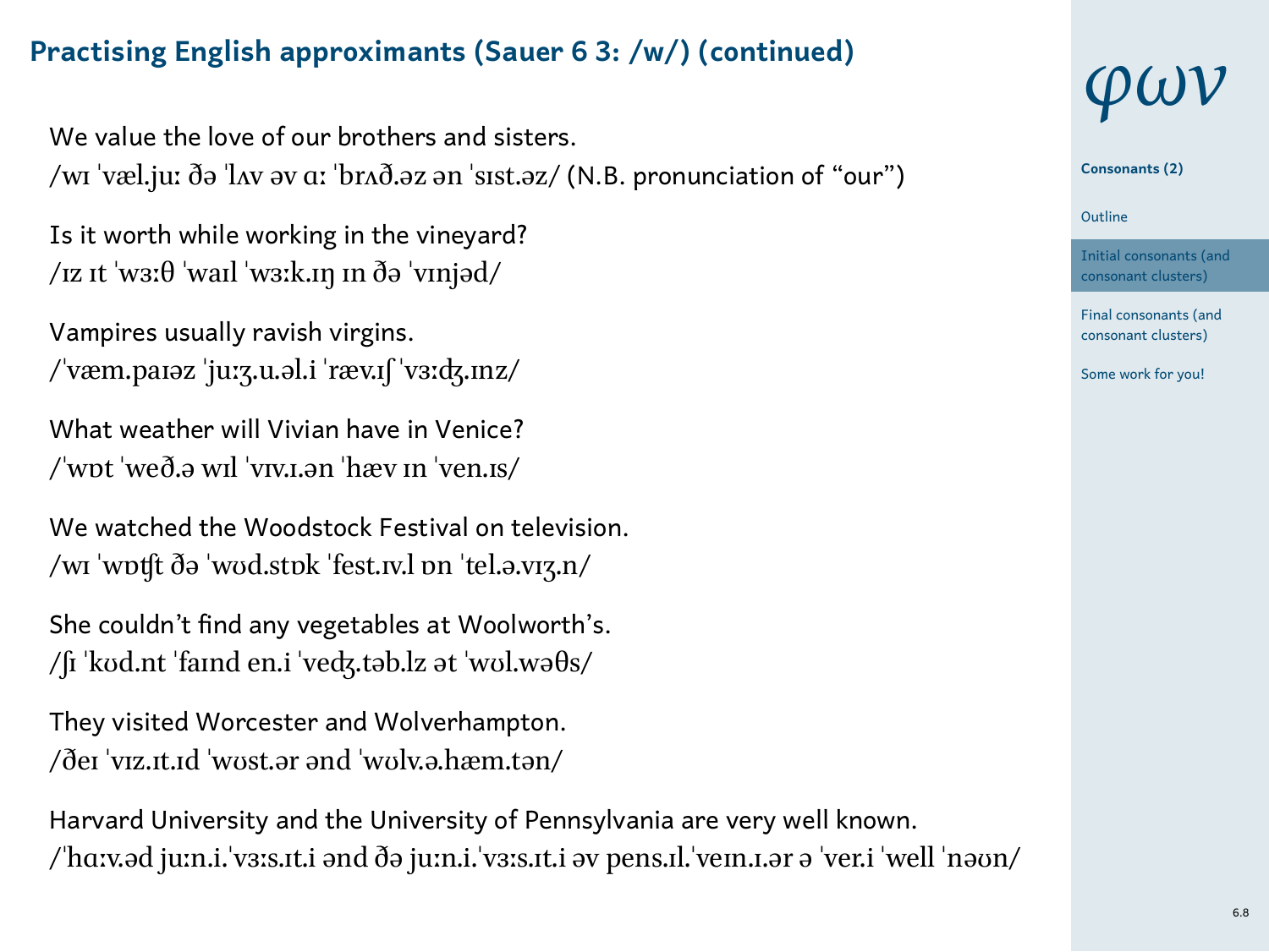## Practising English approximants (Sauer 6 3: /w/) (continued)

We value the love of our brothers and sisters.
/wɪ ˈvæl.juː ðə ˈlʌv əv ɑː ˈbrʌð.əz ən ˈsɪst.əz/ (N.B. pronunciation of “our”)

Is it worth while working in the vineyard?
/ɪz ɪt ˈwɜːθ ˈwaɪl ˈwɜːk.ɪŋ ɪn ðə ˈvɪnjəd/

Vampires usually ravish virgins.
/ˈvæm.paɪəz ˈjuːʒ.u.əl.i ˈræv.ɪʃ ˈvɜːdʒ.ɪnz/

What weather will Vivian have in Venice?
/ˈwɒt ˈweð.ə wɪl ˈvɪv.ɪ.ən ˈhæv ɪn ˈven.ɪs/

We watched the Woodstock Festival on television.
/wɪ ˈwɒʧt ðə ˈwʊd.stɒk ˈfest.ɪv.l ɒn ˈtel.ə.vɪʒ.n/

She couldn’t find any vegetables at Woolworth’s.
/ʃɪ ˈkʊd.nt ˈfaɪnd en.i ˈvedʒ.təb.lz ət ˈwʊl.wəθs/

They visited Worcester and Wolverhampton.
/ðeɪ ˈvɪz.ɪt.ɪd ˈwʊst.ər ənd ˈwʊlv.ə.hæm.tən/

Harvard University and the University of Pennsylvania are very well known.
/ˈhɑːv.əd juːn.ɪ.ˈvɜːs.ɪt.i ənd ðə juːn.ɪ.ˈvɜːs.ɪt.i əv pens.ɪl.ˈveɪn.ɪ.ər ə ˈver.i ˈwell ˈnəʊn/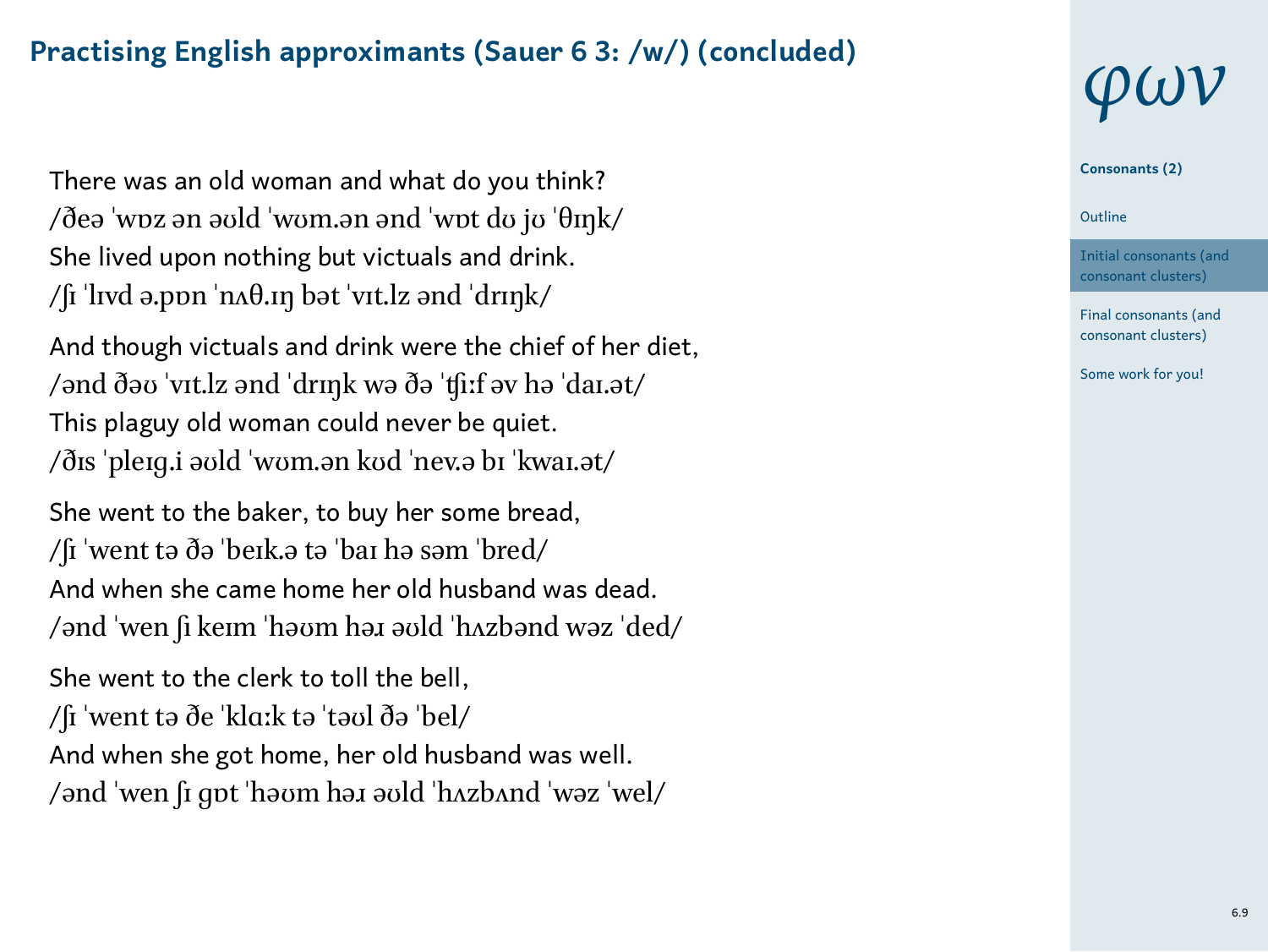## Practising English approximants (Sauer 6 3: /w/) (concluded)

There was an old woman and what do you think?
/ðeə ˈwɒz ən əʊld ˈwʊm.ən ənd ˈwɒt dʊ jʊ ˈθɪŋk/
She lived upon nothing but victuals and drink.
/ʃɪ ˈlɪvd ə.pɒn ˈnʌθ.ɪŋ bət ˈvɪt.lz ənd ˈdrɪŋk/

And though victuals and drink were the chief of her diet,
/ənd ðəʊ ˈvɪt.lz ənd ˈdrɪŋk wə ðə ˈʧiːf əv hə ˈdaɪ.ət/
This plaguy old woman could never be quiet.
/ðɪs ˈpleɪg.i əʊld ˈwʊm.ən kʊd ˈnev.ə bɪ ˈkwaɪ.ət/

She went to the baker, to buy her some bread,
/ʃɪ ˈwent tə ðə ˈbeɪk.ə tə ˈbaɪ hə səm ˈbred/
And when she came home her old husband was dead.
/ənd ˈwen ʃɪ keɪm ˈhəʊm həɹ əʊld ˈhʌzbənd wəz ˈded/

She went to the clerk to toll the bell,
/ʃɪ ˈwent tə ðe ˈklɑːk tə ˈtəʊl ðə ˈbel/
And when she got home, her old husband was well.
/ənd ˈwen ʃɪ gɒt ˈhəʊm həɹ əʊld ˈhʌzbʌnd ˈwəz ˈwel/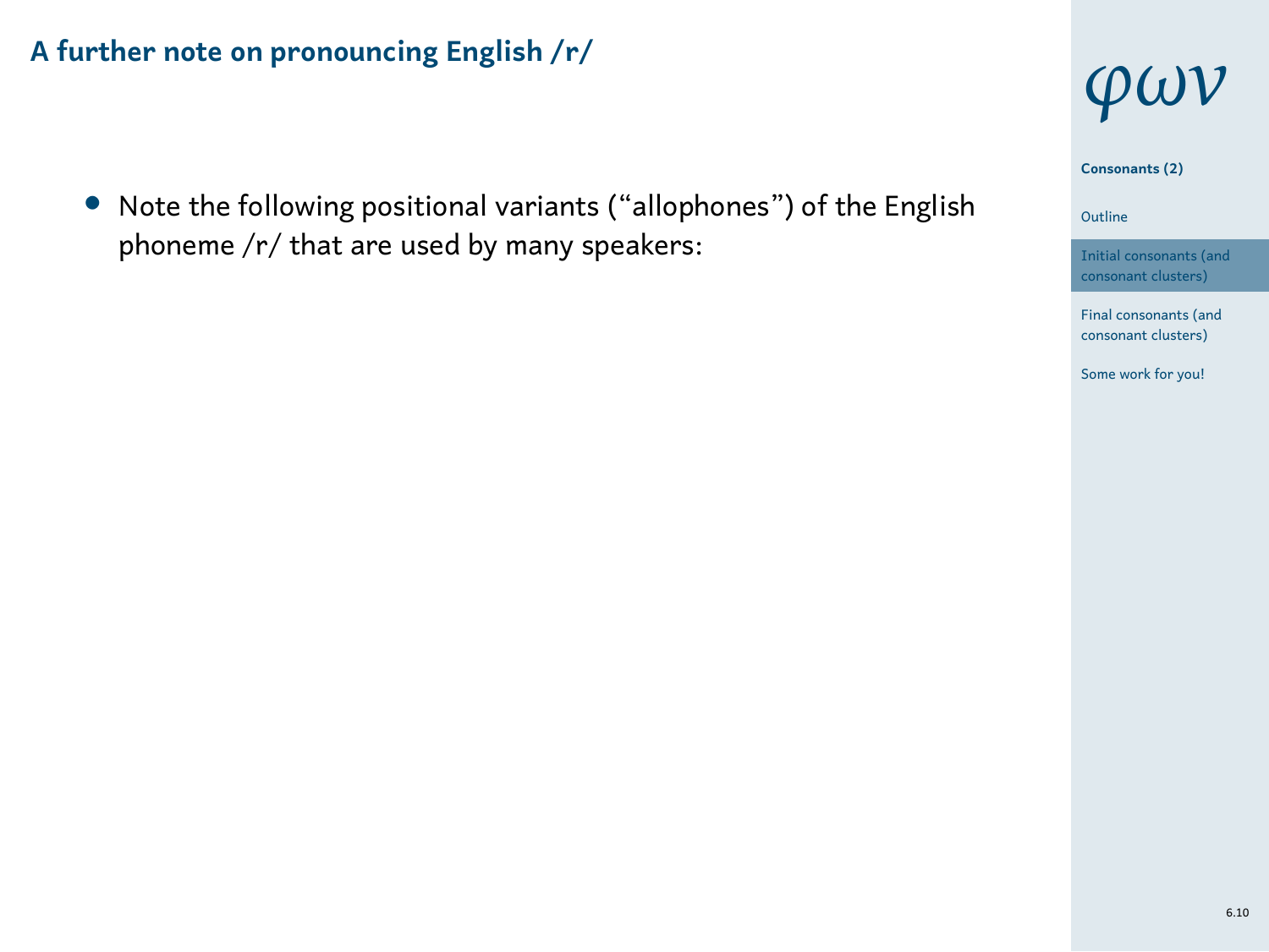## A further note on pronouncing English /r/

- Note the following positional variants (“allophones”) of the English phoneme /r/ that are used by many speakers: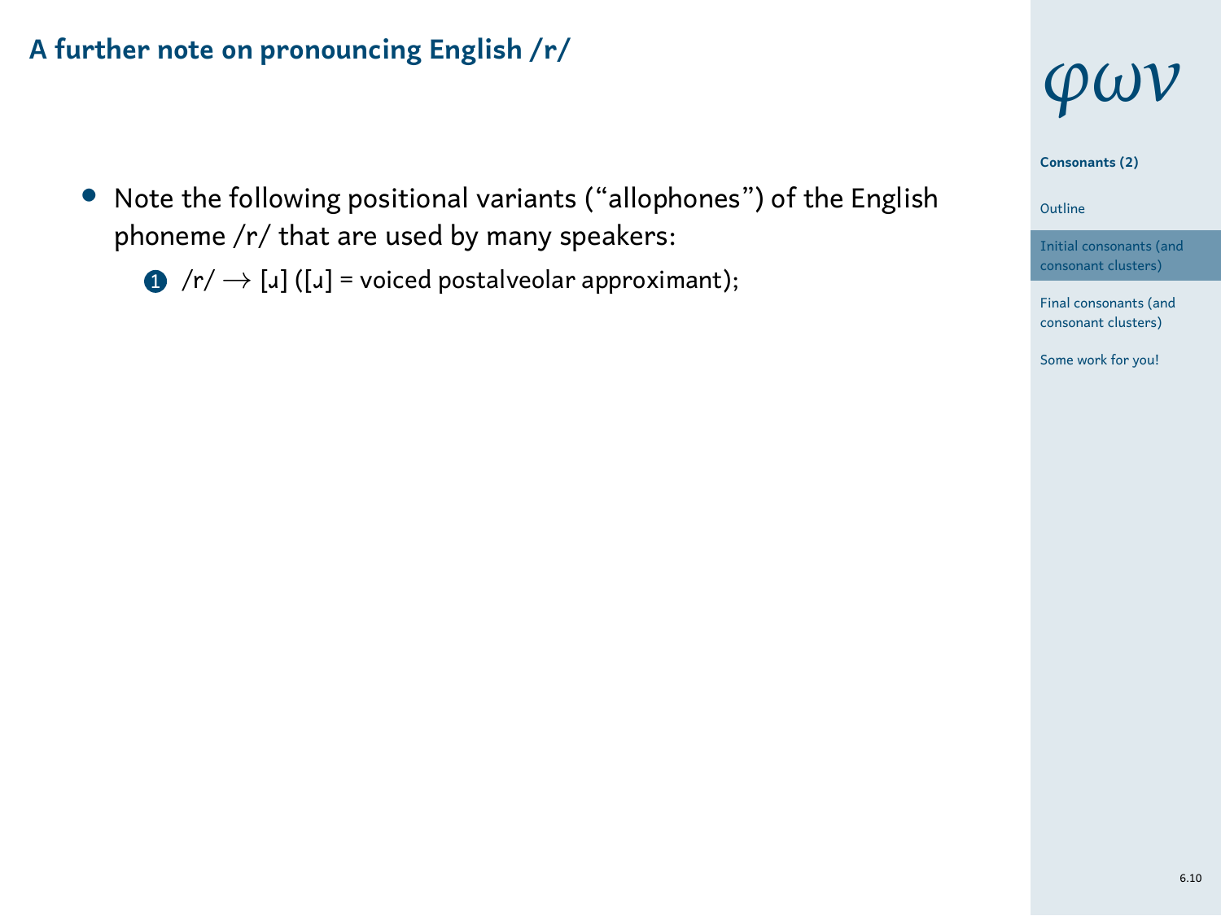## A further note on pronouncing English /r/

- Note the following positional variants (“allophones”) of the English phoneme /r/ that are used by many speakers:
  1. /r/ $\longrightarrow$ [ɹ] ([ɹ] = voiced postalveolar approximant);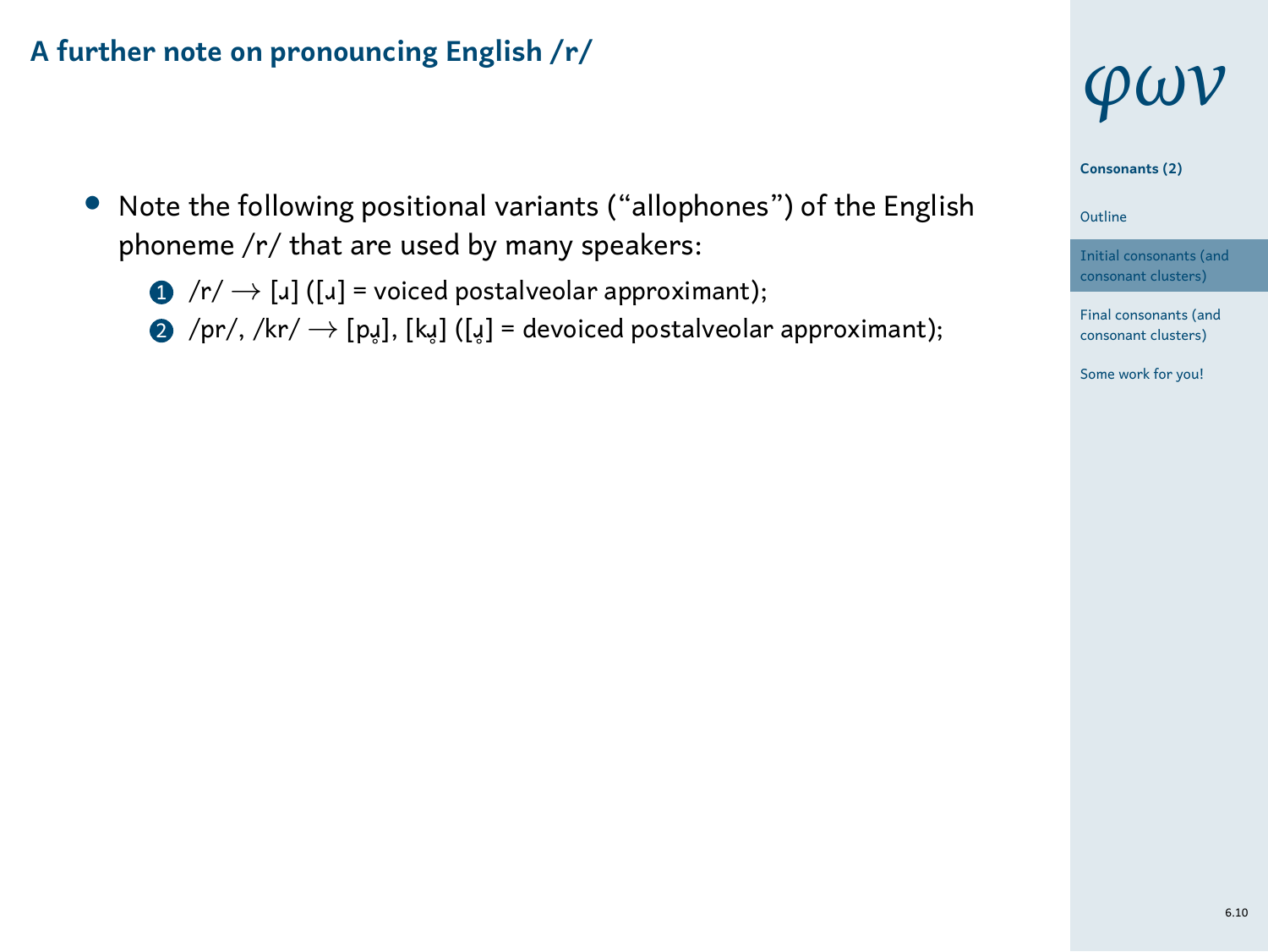## A further note on pronouncing English /r/

- Note the following positional variants ("allophones") of the English phoneme /r/ that are used by many speakers:
  1. /r/ $\rightarrow$ [ɹ] ([ɹ] = voiced postalveolar approximant);
  2. /pr/, /kr/ $\rightarrow$ [pɹ̥], [kɹ̥] ([ɹ̥] = devoiced postalveolar approximant);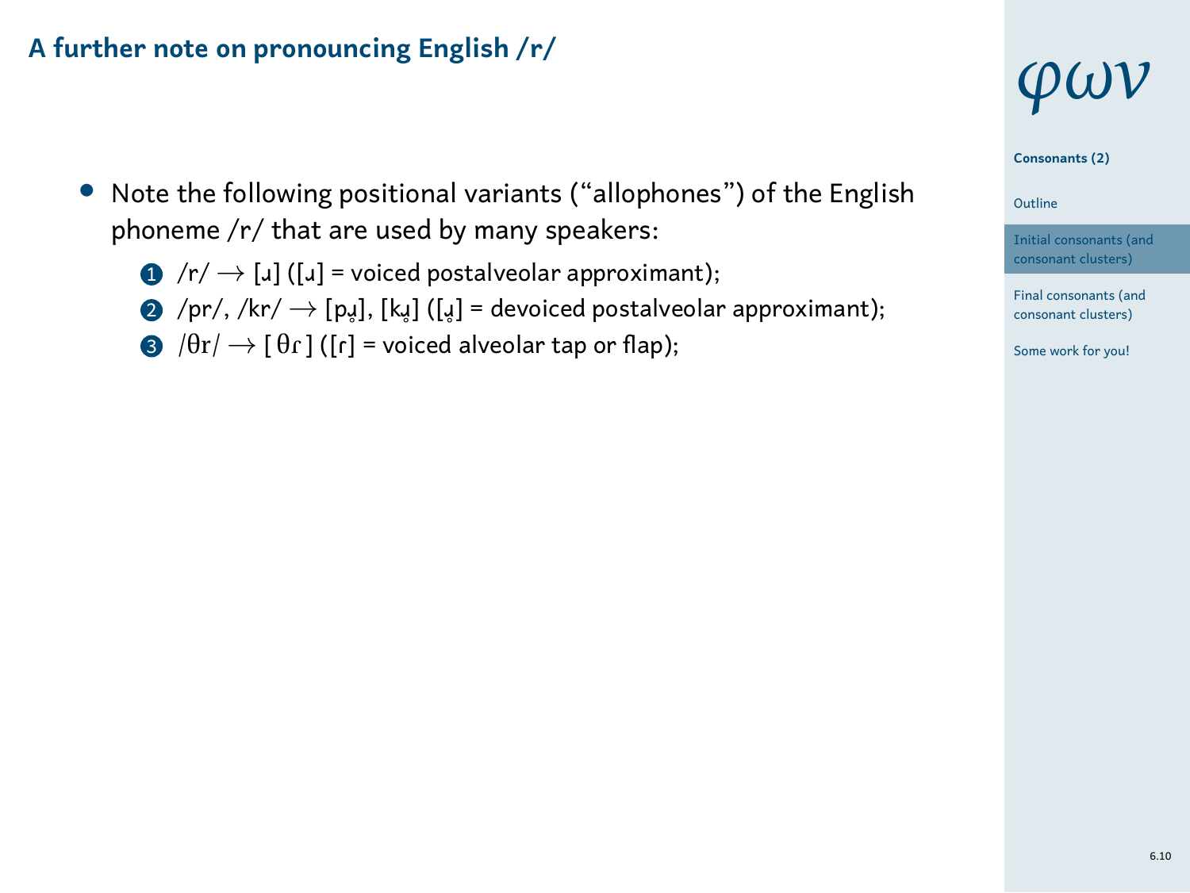## A further note on pronouncing English /r/

- Note the following positional variants ("allophones") of the English phoneme /r/ that are used by many speakers:
  1. /r/ → [ɹ] ([ɹ] = voiced postalveolar approximant);
  2. /pr/, /kr/ → [pɹ̥], [kɹ̥] ([ɹ̥] = devoiced postalveolar approximant);
  3. /θr/ → [ θɾ ] ([ɾ] = voiced alveolar tap or flap);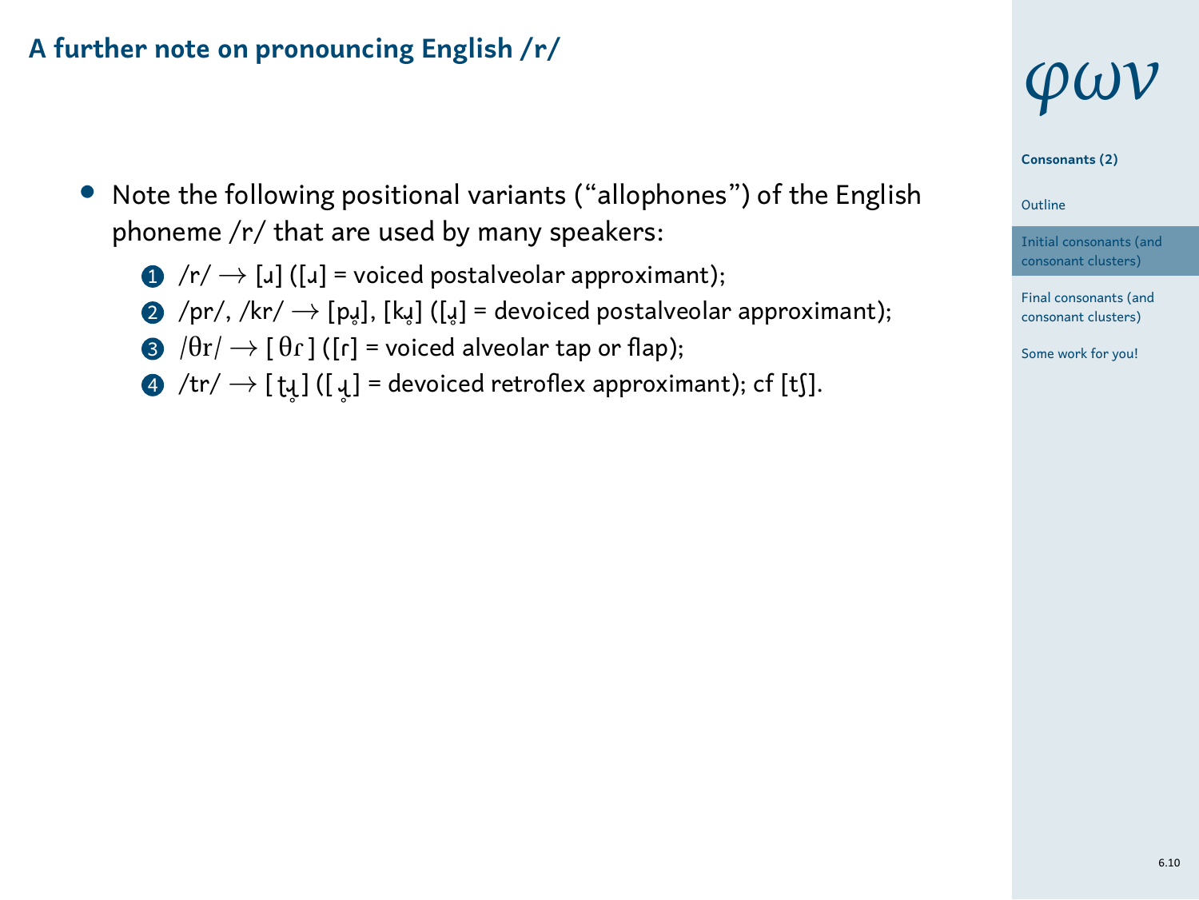## A further note on pronouncing English /r/

- Note the following positional variants ("allophones") of the English phoneme /r/ that are used by many speakers:
  1. /r/ → [ɹ] ([ɹ] = voiced postalveolar approximant);
  2. /pr/, /kr/ → [pɹ̥], [kɹ̥] ([ɹ̥] = devoiced postalveolar approximant);
  3. /θr/ → [ θɾ ] ([ɾ] = voiced alveolar tap or flap);
  4. /tr/ → [ ʈɻ̊ ] ([ ɻ̊ ] = devoiced retroflex approximant); cf [tʃ].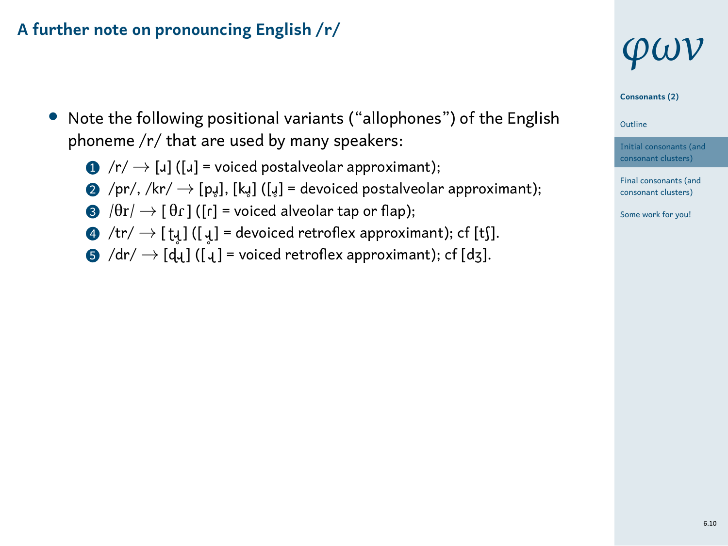## A further note on pronouncing English /r/

- Note the following positional variants ("allophones") of the English phoneme /r/ that are used by many speakers:
  1. /r/ → [ɹ] ([ɹ] = voiced postalveolar approximant);
  2. /pr/, /kr/ → [pɹ̥], [kɹ̥] ([ɹ̥] = devoiced postalveolar approximant);
  3. /θr/ → [ θɾ ] ([ɾ] = voiced alveolar tap or flap);
  4. /tr/ → [ ʈɻ̊ ] ([ ɻ̊ ] = devoiced retroflex approximant); cf [tʃ].
  5. /dr/ → [ɖɻ] ([ ɻ ] = voiced retroflex approximant); cf [dʒ].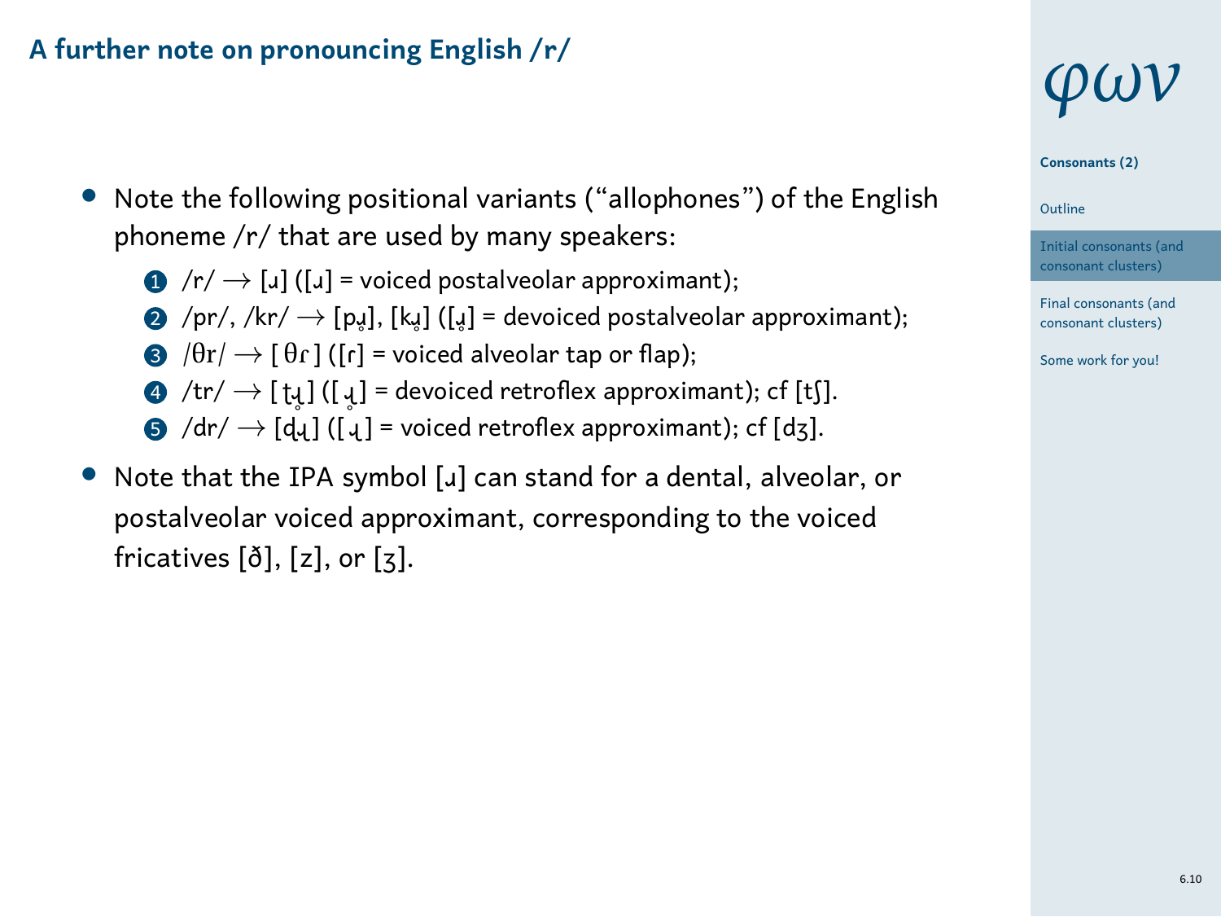## A further note on pronouncing English /r/

- Note the following positional variants (“allophones”) of the English phoneme /r/ that are used by many speakers:
  1. /r/ → [ɹ] ([ɹ] = voiced postalveolar approximant);
  2. /pr/, /kr/ → [pɹ̥], [kɹ̥] ([ɹ̥] = devoiced postalveolar approximant);
  3. /θr/ → [θɾ] ([ɾ] = voiced alveolar tap or flap);
  4. /tr/ → [ʈɻ̊] ([ɻ̊] = devoiced retroflex approximant); cf [tʃ].
  5. /dr/ → [ɖɻ] ([ɻ] = voiced retroflex approximant); cf [dʒ].
- Note that the IPA symbol [ɹ] can stand for a dental, alveolar, or postalveolar voiced approximant, corresponding to the voiced fricatives [ð], [z], or [ʒ].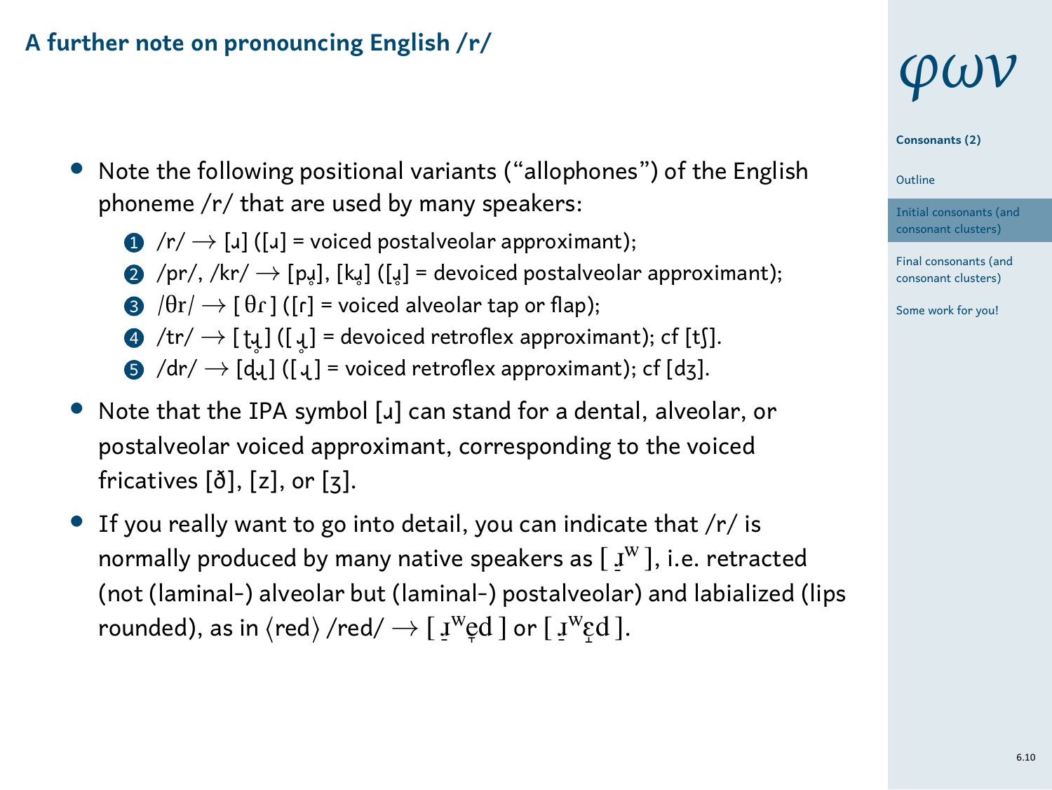## A further note on pronouncing English /r/

- Note the following positional variants (“allophones”) of the English phoneme /r/ that are used by many speakers:
  1. /r/ → [ɹ] ([ɹ] = voiced postalveolar approximant);
  2. /pr/, /kr/ → [pɹ̥], [kɹ̥] ([ɹ̥] = devoiced postalveolar approximant);
  3. /θr/ → [ θɾ ] ([ɾ] = voiced alveolar tap or flap);
  4. /tr/ → [ ʈɻ̊ ] ([ ɻ̊ ] = devoiced retroflex approximant); cf [tʃ].
  5. /dr/ → [ɖɻ] ([ ɻ ] = voiced retroflex approximant); cf [dʒ].
- Note that the IPA symbol [ɹ] can stand for a dental, alveolar, or postalveolar voiced approximant, corresponding to the voiced fricatives [ð], [z], or [ʒ].
- If you really want to go into detail, you can indicate that /r/ is normally produced by many native speakers as [ ɹ̠ʷ ], i.e. retracted (not (laminal-) alveolar but (laminal-) postalveolar) and labialized (lips rounded), as in ⟨red⟩ /red/ → [ ɹ̠ʷe̞d ] or [ ɹ̠ʷɛ̝d ].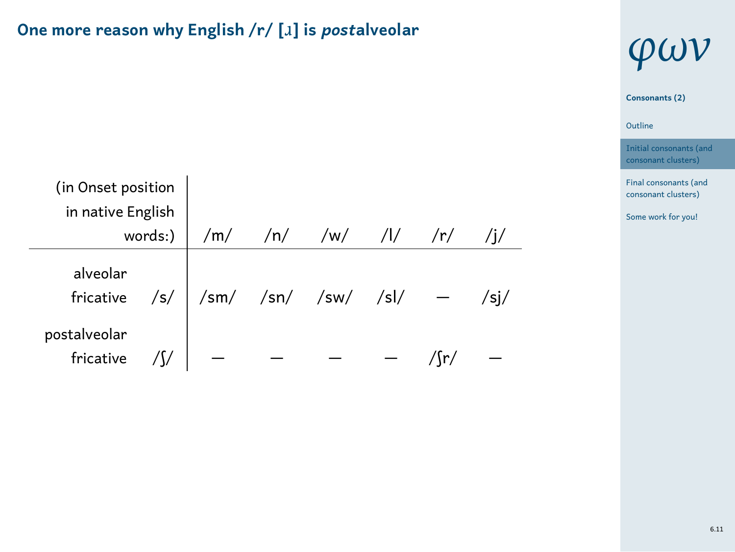# One more reason why English /r/ [ɹ] is *post*alveolar

| (in Onset position in native English words:) | | /m/ | /n/ | /w/ | /l/ | /r/ | /j/ |
|---|---|---|---|---|---|---|---|
| alveolar fricative | /s/ | /sm/ | /sn/ | /sw/ | /sl/ | — | /sj/ |
| postalveolar fricative | /ʃ/ | — | — | — | — | /ʃr/ | — |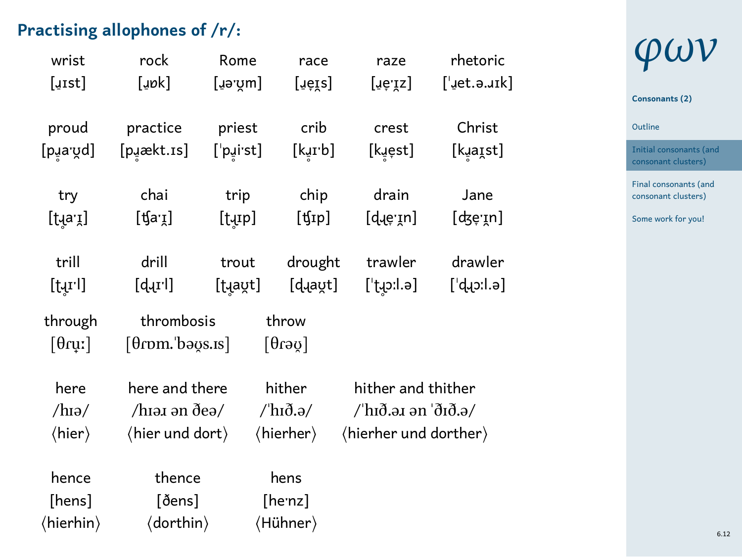## Practising allophones of /r/:

| wrist | rock | Rome | race | raze | rhetoric |
|---|---|---|---|---|---|
| [ɹ̠ɪst] | [ɹ̠ɒk] | [ɹ̠əˑʊ̯m] | [ɹ̠e̞ɪ̯s] | [ɹ̠e̞ˑɪ̯z] | [ˈɹ̠et.ə.ɹɪk] |
| **proud** | **practice** | **priest** | **crib** | **crest** | **Christ** |
| [pɹ̠̊aˑʊ̯d] | [pɹ̠̊ækt.ɪs] | [ˈpɹ̠̊iˑst] | [kɹ̠̊ɪˑb] | [kɹ̠̊e̞st] | [kɹ̠̊aɪ̯st] |
| **try** | **chai** | **trip** | **chip** | **drain** | **Jane** |
| [t̠ɹ̠̊aˑɪ̯] | [ʧaˑɪ̯] | [t̠ɹ̠̊ɪp] | [ʧɪp] | [d̠ɹ̠e̞ˑɪ̯n] | [ʤe̞ˑɪ̯n] |
| **trill** | **drill** | **trout** | **drought** | **trawler** | **drawler** |
| [t̠ɹ̠̊ɪˑl] | [d̠ɹ̠ɪˑl] | [t̠ɹ̠̊aʊ̯t] | [d̠ɹ̠aʊ̯t] | [ˈt̠ɹ̠̊ɔːl.ə] | [ˈd̠ɹ̠ɔːl.ə] |

| through | thrombosis | throw |
|---|---|---|
| [θɾʉ̞ː] | [θɾɒm.ˈbəʊ̯s.ɪs] | [θɾəʊ̯] |

| here | here and there | hither | hither and thither |
|---|---|---|---|
| /hɪə/ | /hɪəɹ ən ðeə/ | /ˈhɪð.ə/ | /ˈhɪð.əɹ ən ˈðɪð.ə/ |
| ⟨hier⟩ | ⟨hier und dort⟩ | ⟨hierher⟩ | ⟨hierher und dorther⟩ |

| hence | thence | hens |
|---|---|---|
| [hens] | [ðens] | [heˑnz] |
| ⟨hierhin⟩ | ⟨dorthin⟩ | ⟨Hühner⟩ |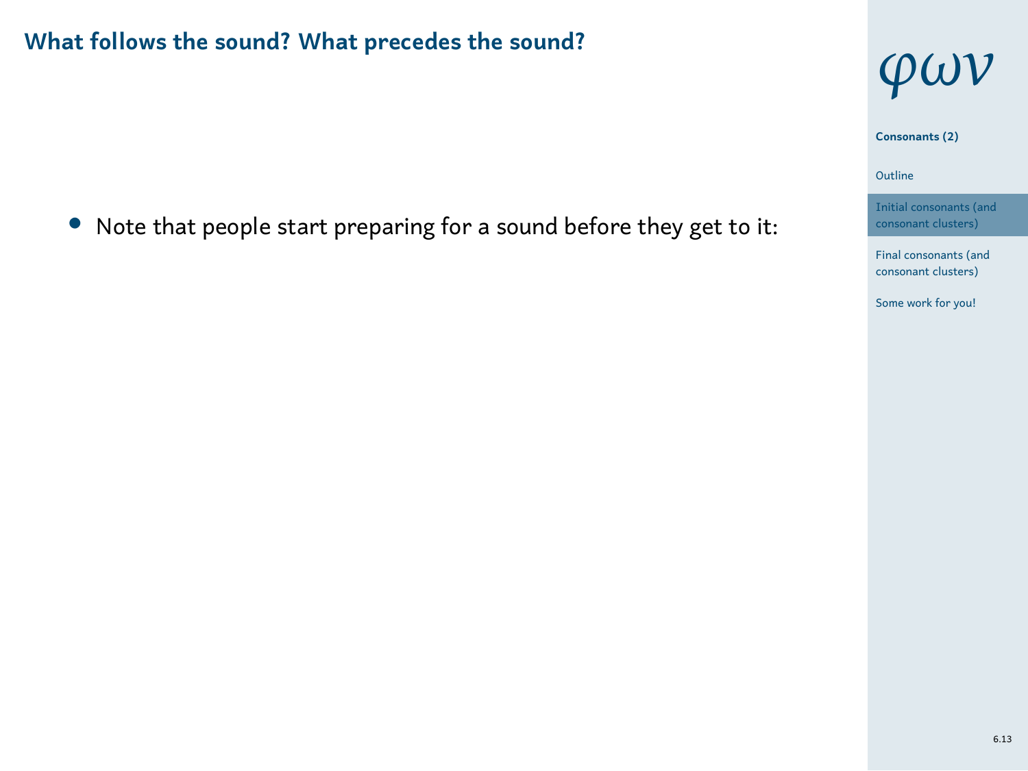## What follows the sound? What precedes the sound?

- Note that people start preparing for a sound before they get to it: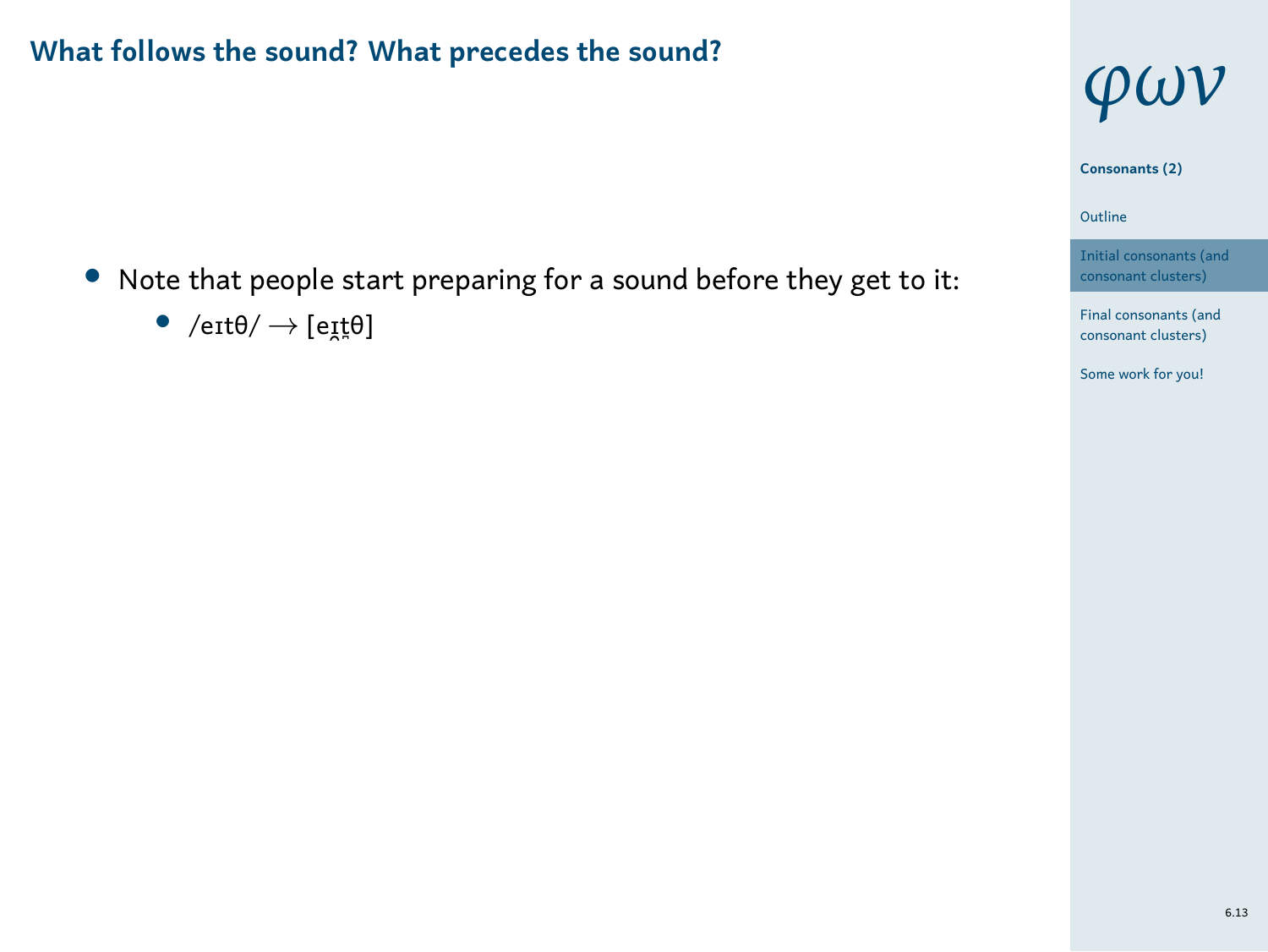## What follows the sound? What precedes the sound?

- Note that people start preparing for a sound before they get to it:
  - /eɪtθ/ $\rightarrow$ [eɪ̯t̪θ]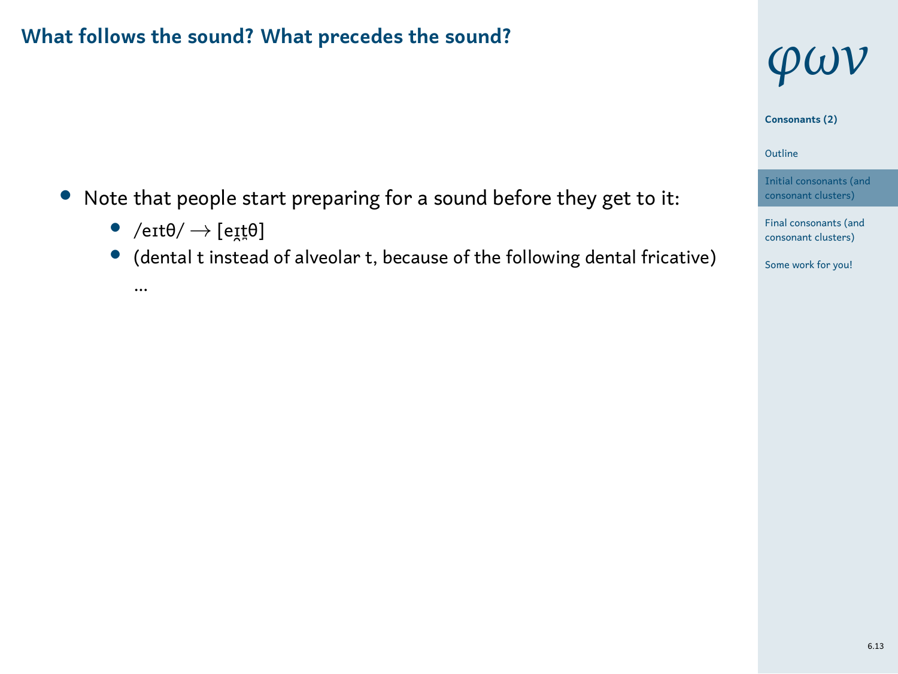## What follows the sound? What precedes the sound?

- Note that people start preparing for a sound before they get to it:
  - /eɪtθ/ → [eɪ̯t̪θ]
  - (dental t instead of alveolar t, because of the following dental fricative)

  ...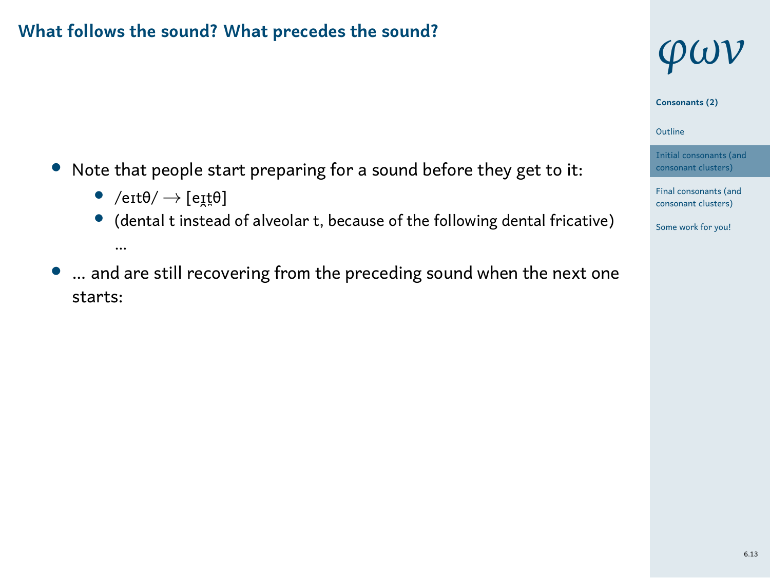## What follows the sound? What precedes the sound?

- Note that people start preparing for a sound before they get to it:
  - /eɪtθ/ → [eɪ̯t̪θ]
  - (dental t instead of alveolar t, because of the following dental fricative) ...
- ... and are still recovering from the preceding sound when the next one starts: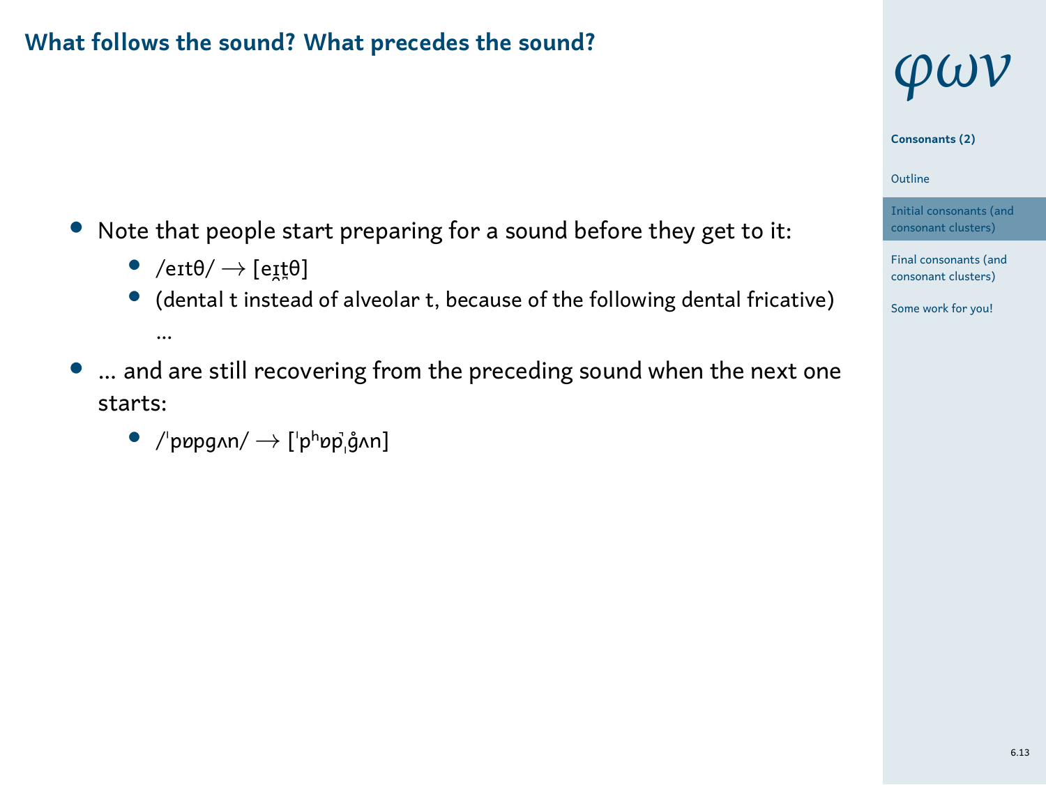## What follows the sound? What precedes the sound?

- Note that people start preparing for a sound before they get to it:
  - /eɪtθ/ → [eɪ̯t̪θ]
  - (dental t instead of alveolar t, because of the following dental fricative) ...
- ... and are still recovering from the preceding sound when the next one starts:
  - /ˈpɒpgʌn/ → [ˈpʰɒp̚ˌg̊ʌn]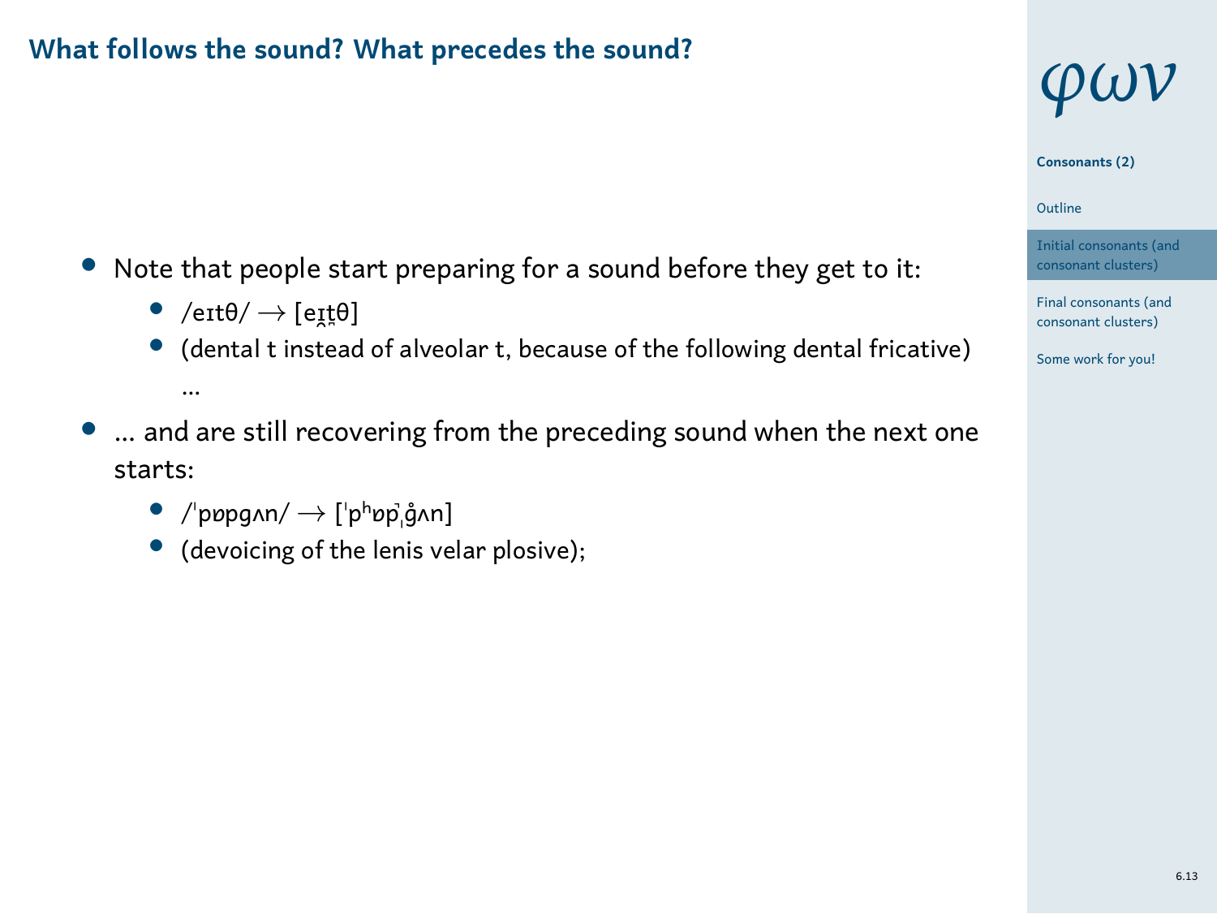## What follows the sound? What precedes the sound?

- Note that people start preparing for a sound before they get to it:
  - /eɪtθ/ → [eɪ̯t̪θ]
  - (dental t instead of alveolar t, because of the following dental fricative) ...
- ... and are still recovering from the preceding sound when the next one starts:
  - /ˈpɒpgʌn/ → [ˈpʰɒp̚ g̊ʌn]
  - (devoicing of the lenis velar plosive);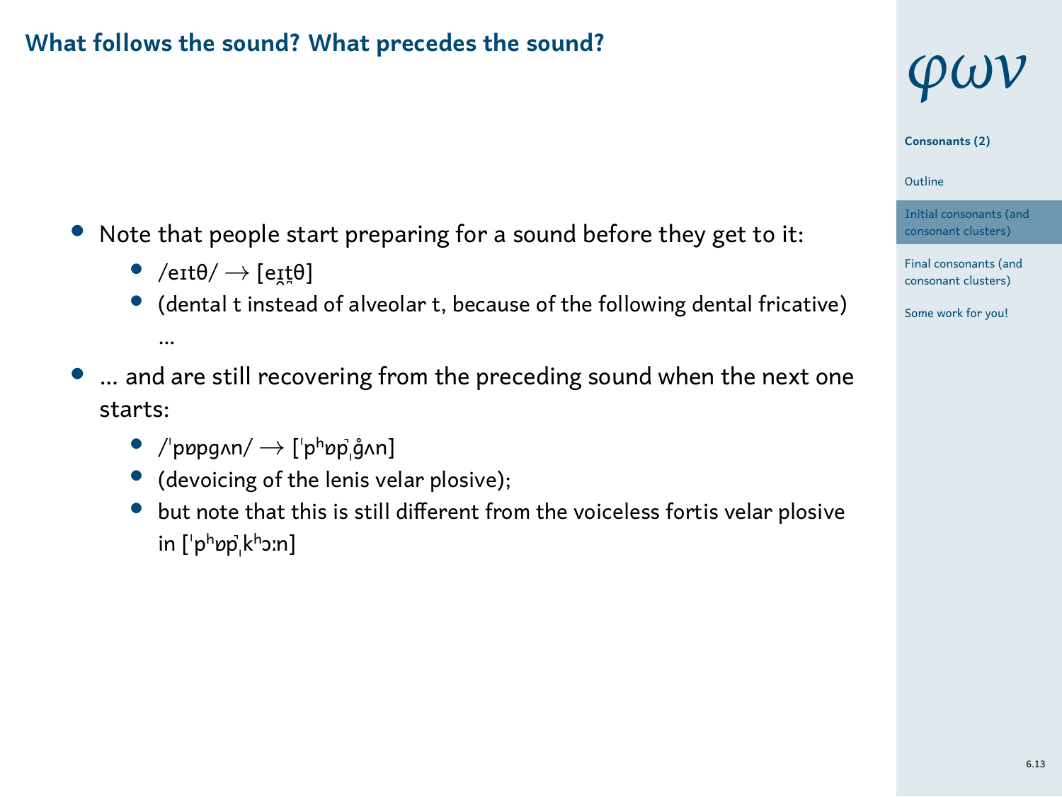## What follows the sound? What precedes the sound?

- Note that people start preparing for a sound before they get to it:
  - /eɪtθ/ → [eɪ̯t̪θ]
  - (dental t instead of alveolar t, because of the following dental fricative) ...
- ... and are still recovering from the preceding sound when the next one starts:
  - /ˈpɒpgʌn/ → [ˈpʰɒp̚ˌg̊ʌn]
  - (devoicing of the lenis velar plosive);
  - but note that this is still different from the voiceless fortis velar plosive in [ˈpʰɒp̚ˌkʰɔːn]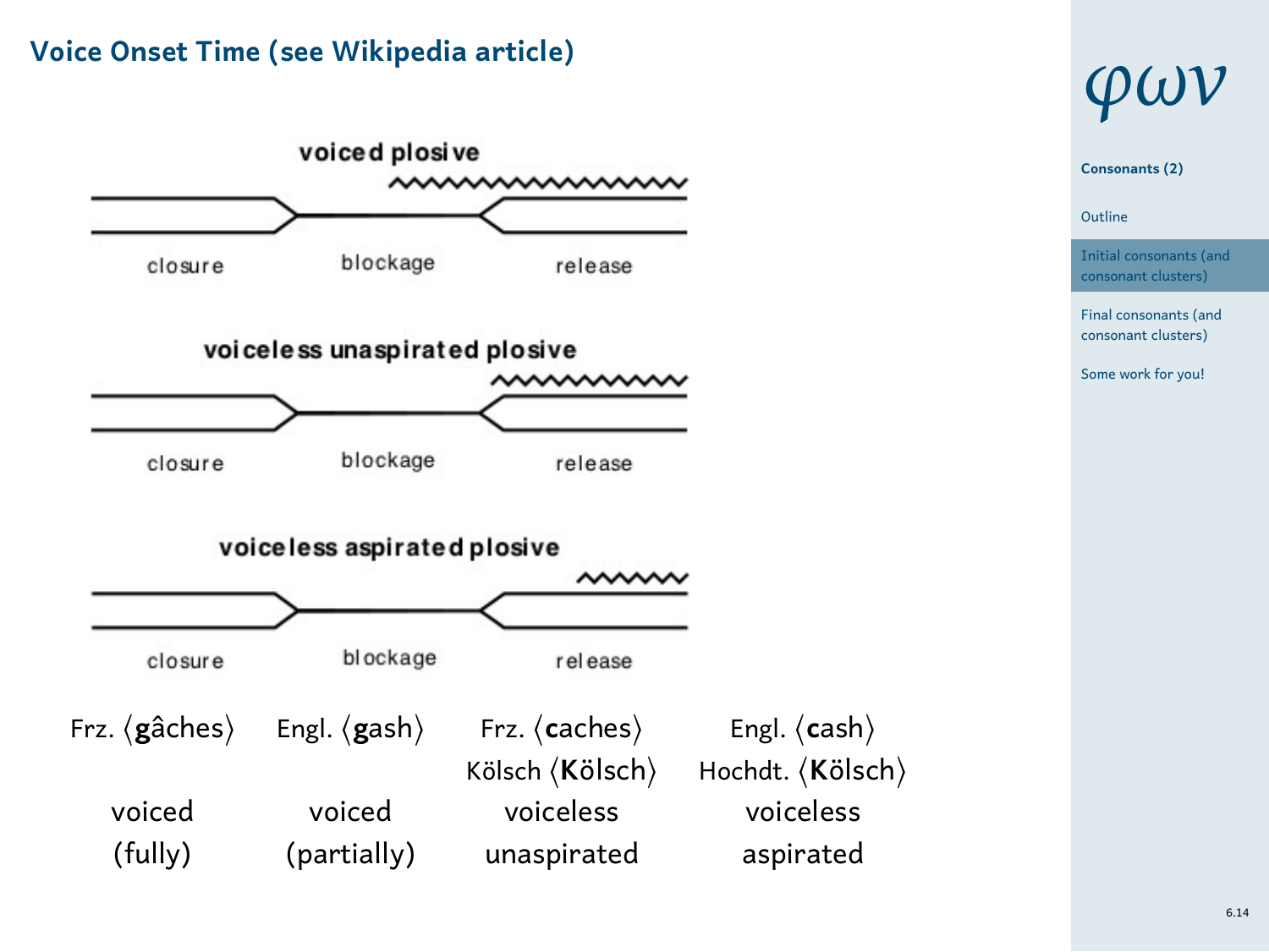## Voice Onset Time (see Wikipedia article)

**voiced plosive**

closure — blockage — release

**voiceless unaspirated plosive**

closure — blockage — release

**voiceless aspirated plosive**

closure — blockage — release

| Frz. ⟨**g**âches⟩ | Engl. ⟨**g**ash⟩ | Frz. ⟨**c**aches⟩ Kölsch ⟨**K**ölsch⟩ | Engl. ⟨**c**ash⟩ Hochdt. ⟨**K**ölsch⟩ |
| --- | --- | --- | --- |
| voiced (fully) | voiced (partially) | voiceless unaspirated | voiceless aspirated |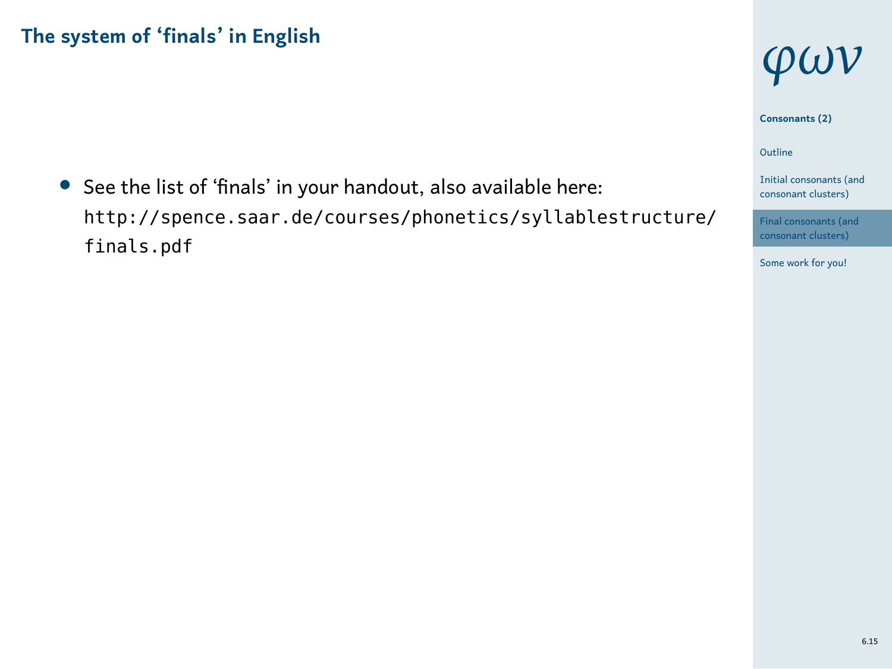## The system of ‘finals’ in English

- See the list of ‘finals’ in your handout, also available here: `http://spence.saar.de/courses/phonetics/syllablestructure/finals.pdf`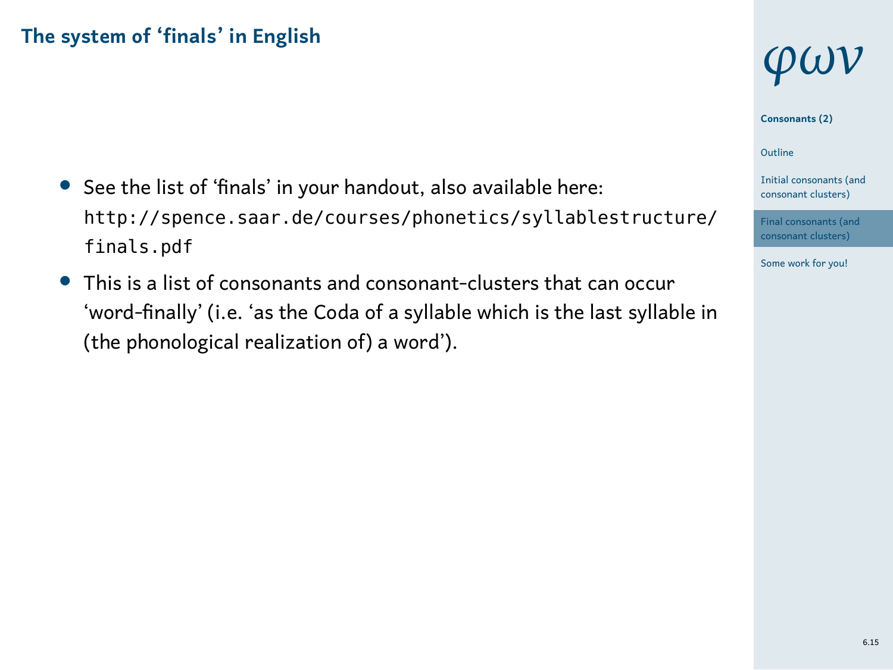## The system of 'finals' in English

- See the list of 'finals' in your handout, also available here: `http://spence.saar.de/courses/phonetics/syllablestructure/finals.pdf`
- This is a list of consonants and consonant-clusters that can occur 'word-finally' (i.e. 'as the Coda of a syllable which is the last syllable in (the phonological realization of) a word').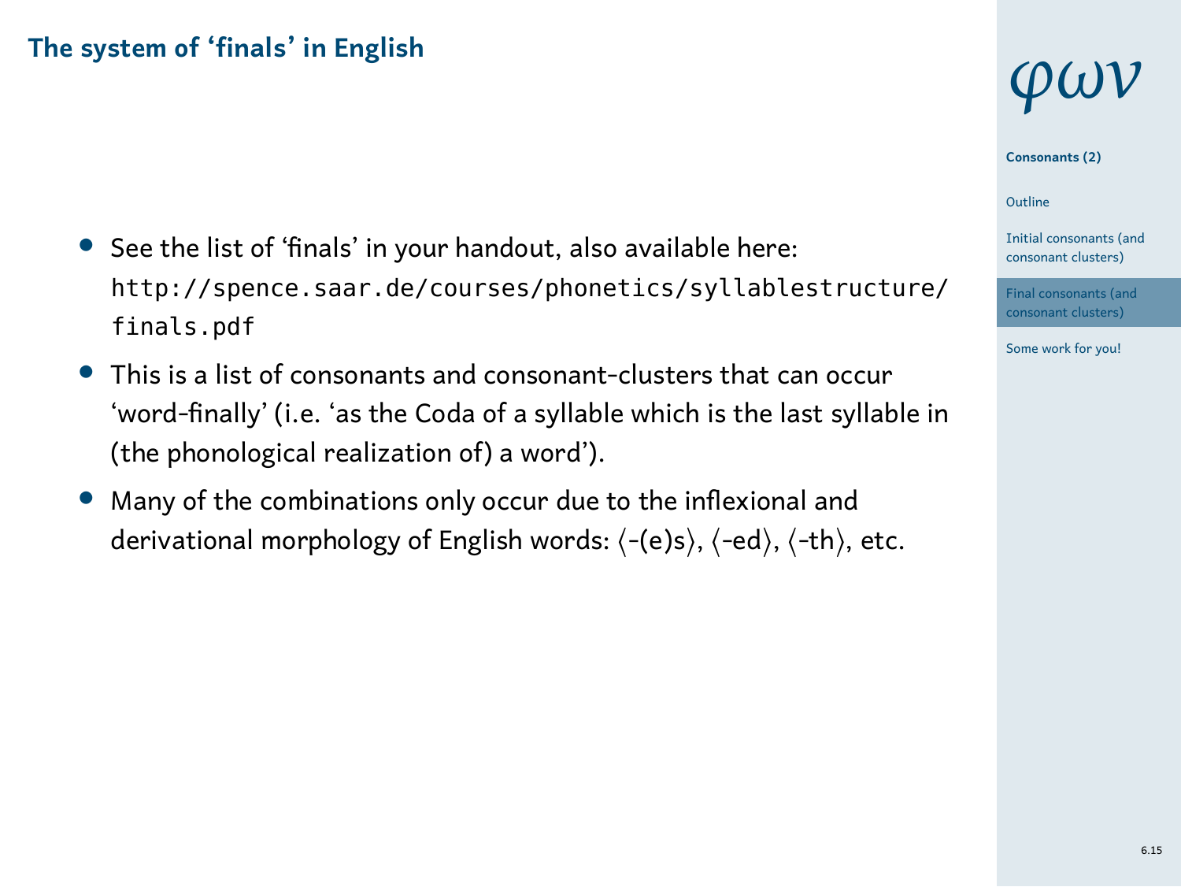## The system of 'finals' in English

- See the list of 'finals' in your handout, also available here: `http://spence.saar.de/courses/phonetics/syllablestructure/finals.pdf`
- This is a list of consonants and consonant-clusters that can occur 'word-finally' (i.e. 'as the Coda of a syllable which is the last syllable in (the phonological realization of) a word').
- Many of the combinations only occur due to the inflexional and derivational morphology of English words: ⟨-(e)s⟩, ⟨-ed⟩, ⟨-th⟩, etc.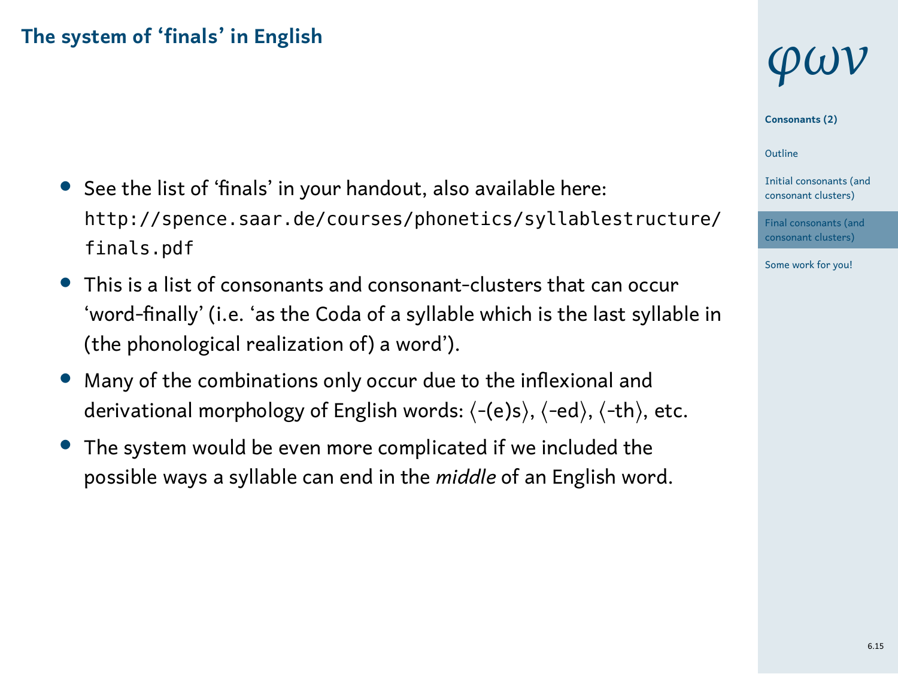## The system of 'finals' in English

- See the list of 'finals' in your handout, also available here: `http://spence.saar.de/courses/phonetics/syllablestructure/finals.pdf`
- This is a list of consonants and consonant-clusters that can occur 'word-finally' (i.e. 'as the Coda of a syllable which is the last syllable in (the phonological realization of) a word').
- Many of the combinations only occur due to the inflexional and derivational morphology of English words: ⟨-(e)s⟩, ⟨-ed⟩, ⟨-th⟩, etc.
- The system would be even more complicated if we included the possible ways a syllable can end in the *middle* of an English word.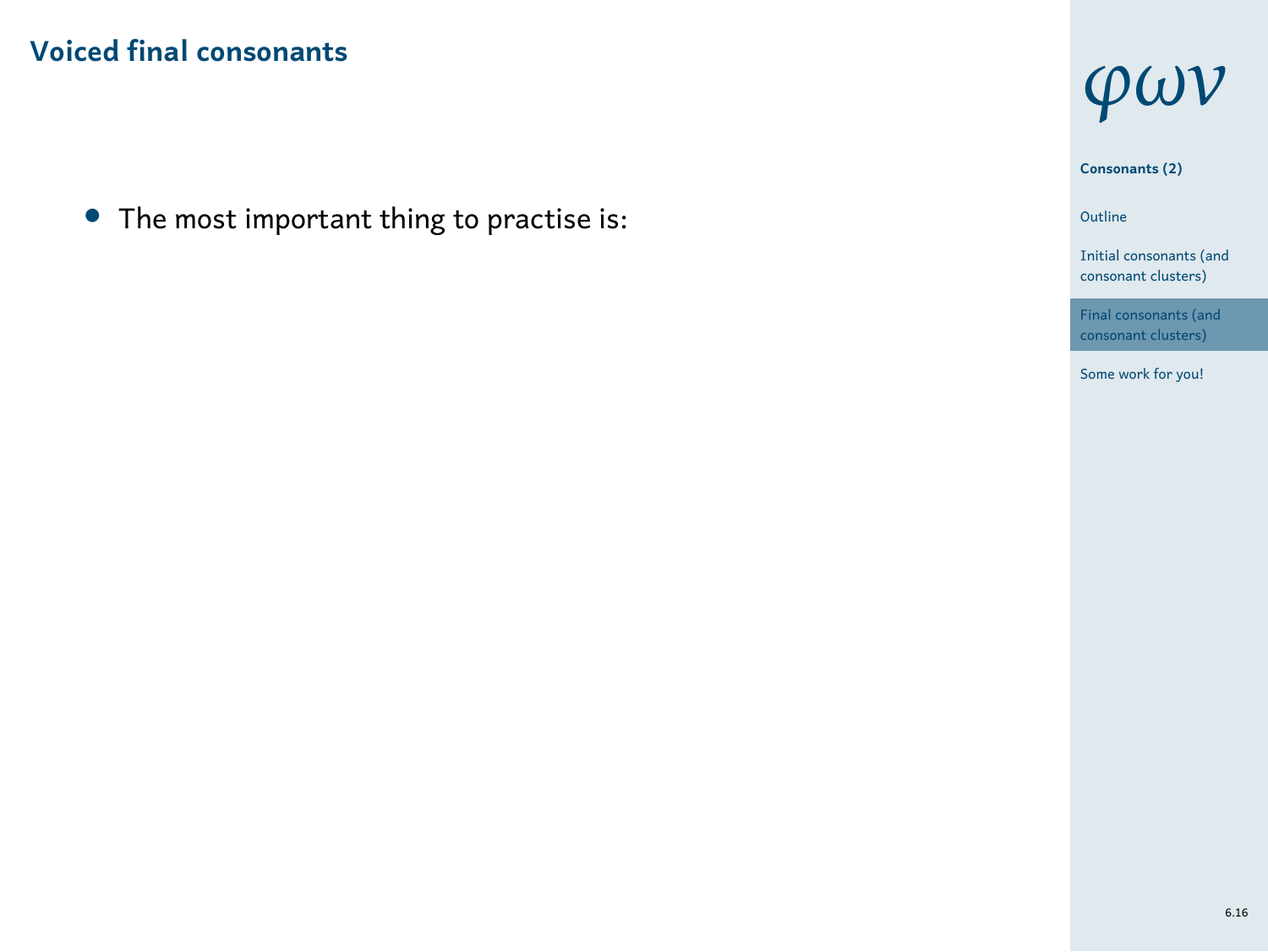## Voiced final consonants

- The most important thing to practise is: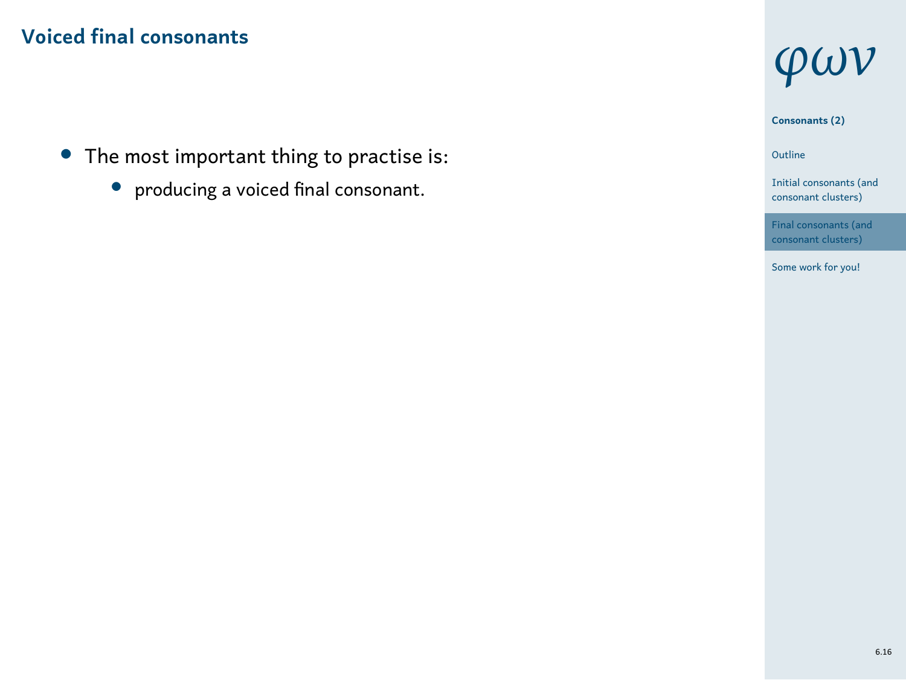## Voiced final consonants

- The most important thing to practise is:
  - producing a voiced final consonant.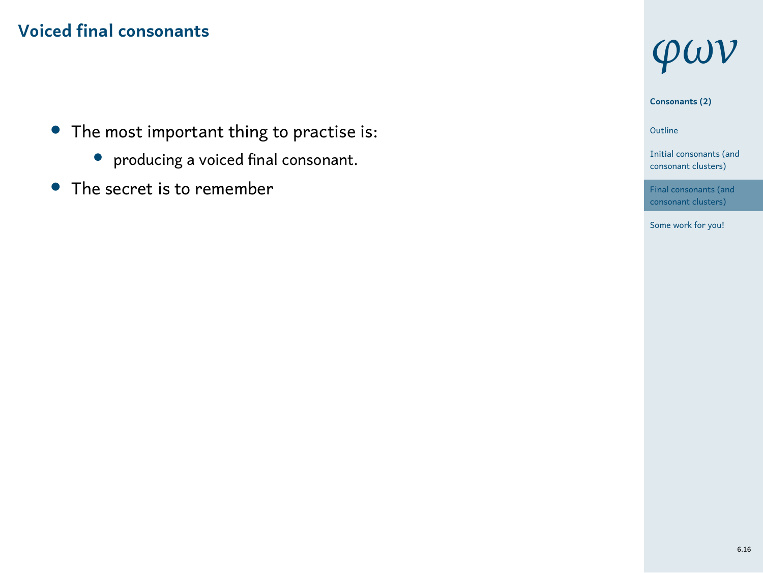## Voiced final consonants

- The most important thing to practise is:
    - producing a voiced final consonant.
- The secret is to remember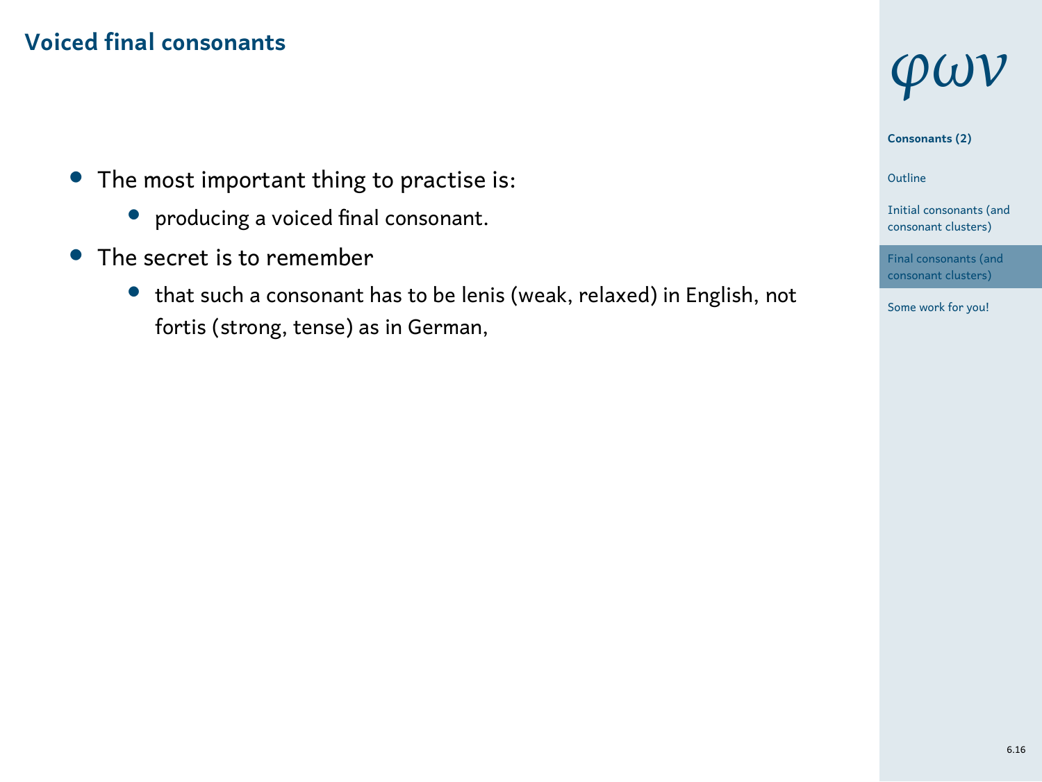## Voiced final consonants

- The most important thing to practise is:
  - producing a voiced final consonant.
- The secret is to remember
  - that such a consonant has to be lenis (weak, relaxed) in English, not fortis (strong, tense) as in German,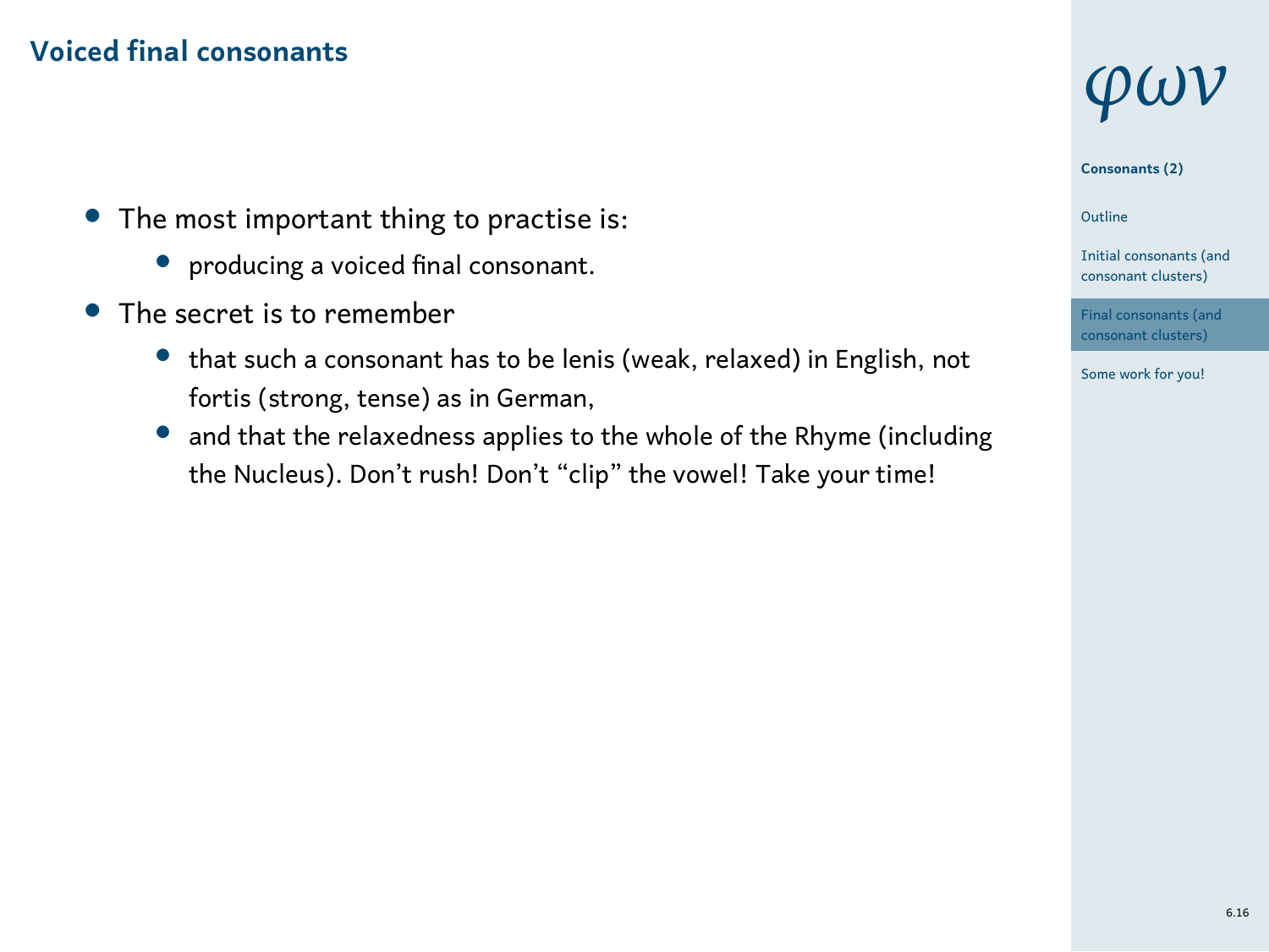## Voiced final consonants

- The most important thing to practise is:
  - producing a voiced final consonant.
- The secret is to remember
  - that such a consonant has to be lenis (weak, relaxed) in English, not fortis (strong, tense) as in German,
  - and that the relaxedness applies to the whole of the Rhyme (including the Nucleus). Don't rush! Don't "clip" the vowel! Take your time!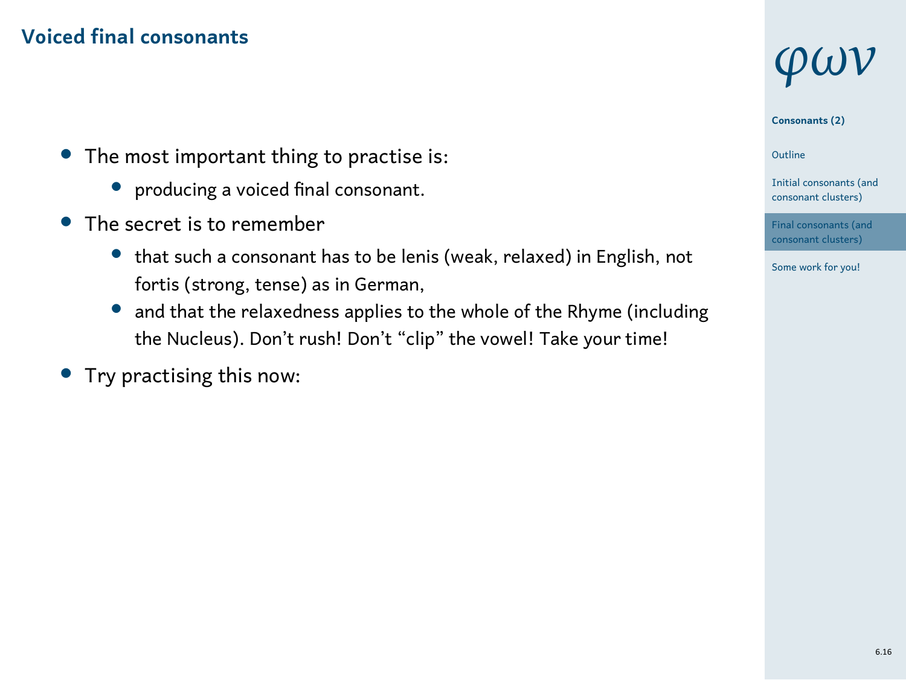## Voiced final consonants

- The most important thing to practise is:
  - producing a voiced final consonant.
- The secret is to remember
  - that such a consonant has to be lenis (weak, relaxed) in English, not fortis (strong, tense) as in German,
  - and that the relaxedness applies to the whole of the Rhyme (including the Nucleus). Don't rush! Don't "clip" the vowel! Take your time!
- Try practising this now: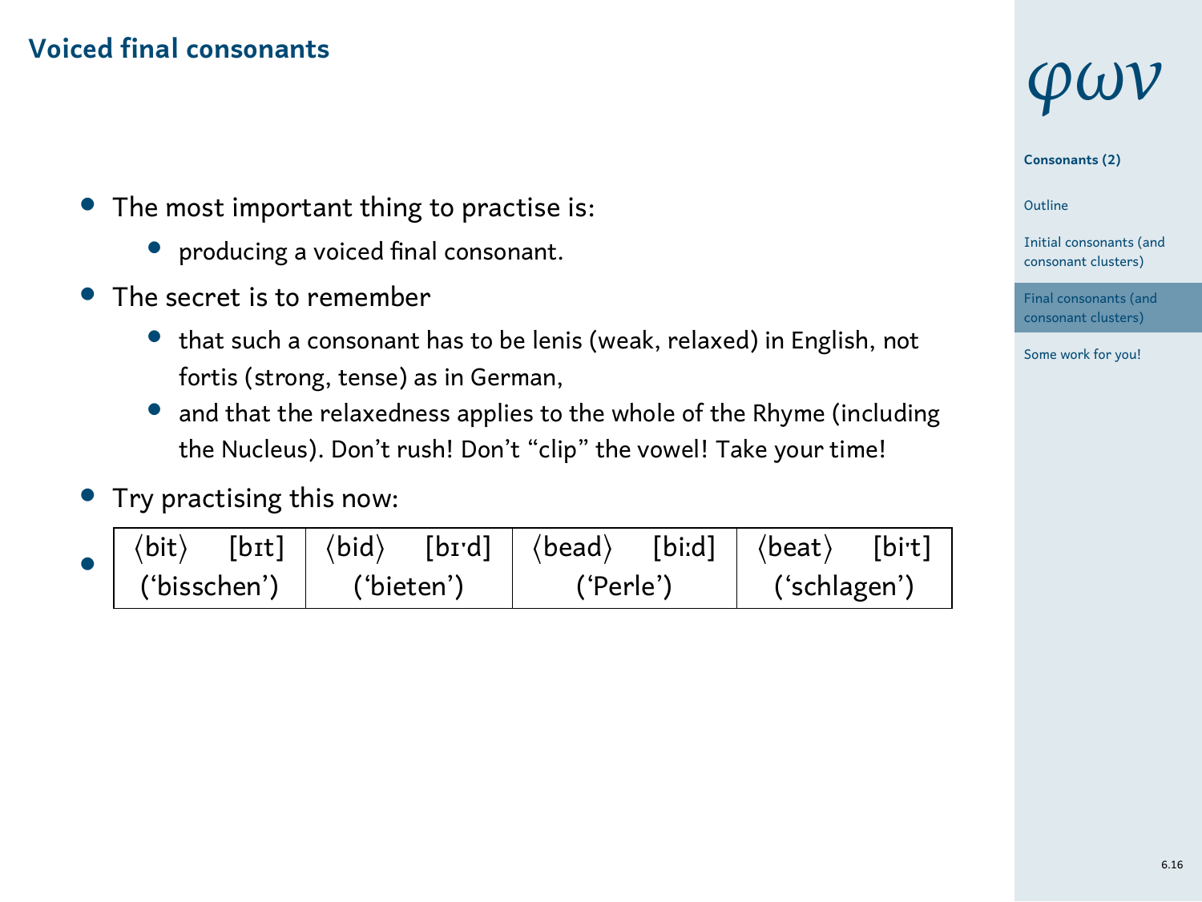## Voiced final consonants

- The most important thing to practise is:
  - producing a voiced final consonant.
- The secret is to remember
  - that such a consonant has to be lenis (weak, relaxed) in English, not fortis (strong, tense) as in German,
  - and that the relaxedness applies to the whole of the Rhyme (including the Nucleus). Don’t rush! Don’t “clip” the vowel! Take your time!
- Try practising this now:
-

| ⟨bit⟩ [bɪt] | ⟨bid⟩ [bɪˑd] | ⟨bead⟩ [biːd] | ⟨beat⟩ [biˑt] |
|---|---|---|---|
| (‘bisschen’) | (‘bieten’) | (‘Perle’) | (‘schlagen’) |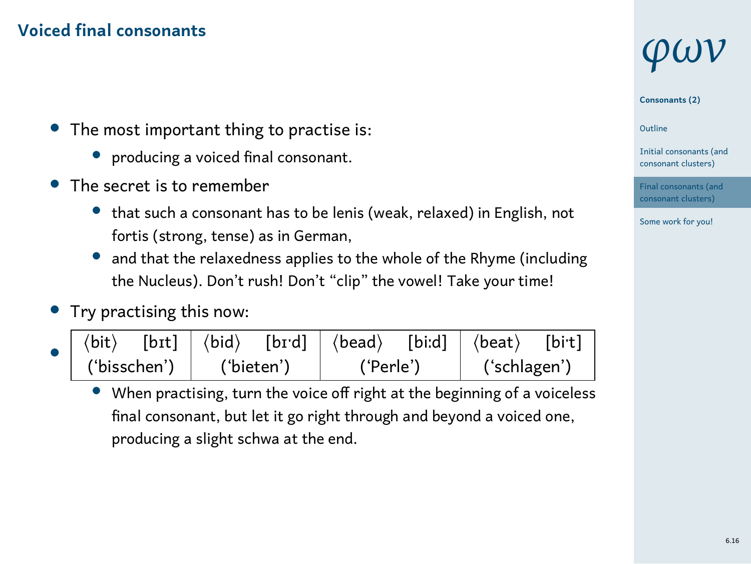## Voiced final consonants

- The most important thing to practise is:
  - producing a voiced final consonant.
- The secret is to remember
  - that such a consonant has to be lenis (weak, relaxed) in English, not fortis (strong, tense) as in German,
  - and that the relaxedness applies to the whole of the Rhyme (including the Nucleus). Don't rush! Don't "clip" the vowel! Take your time!
- Try practising this now:
-

| ⟨bit⟩ [bɪt] | ⟨bid⟩ [bɪˑd] | ⟨bead⟩ [biːd] | ⟨beat⟩ [biˑt] |
|---|---|---|---|
| ('bisschen') | ('bieten') | ('Perle') | ('schlagen') |

  - When practising, turn the voice off right at the beginning of a voiceless final consonant, but let it go right through and beyond a voiced one, producing a slight schwa at the end.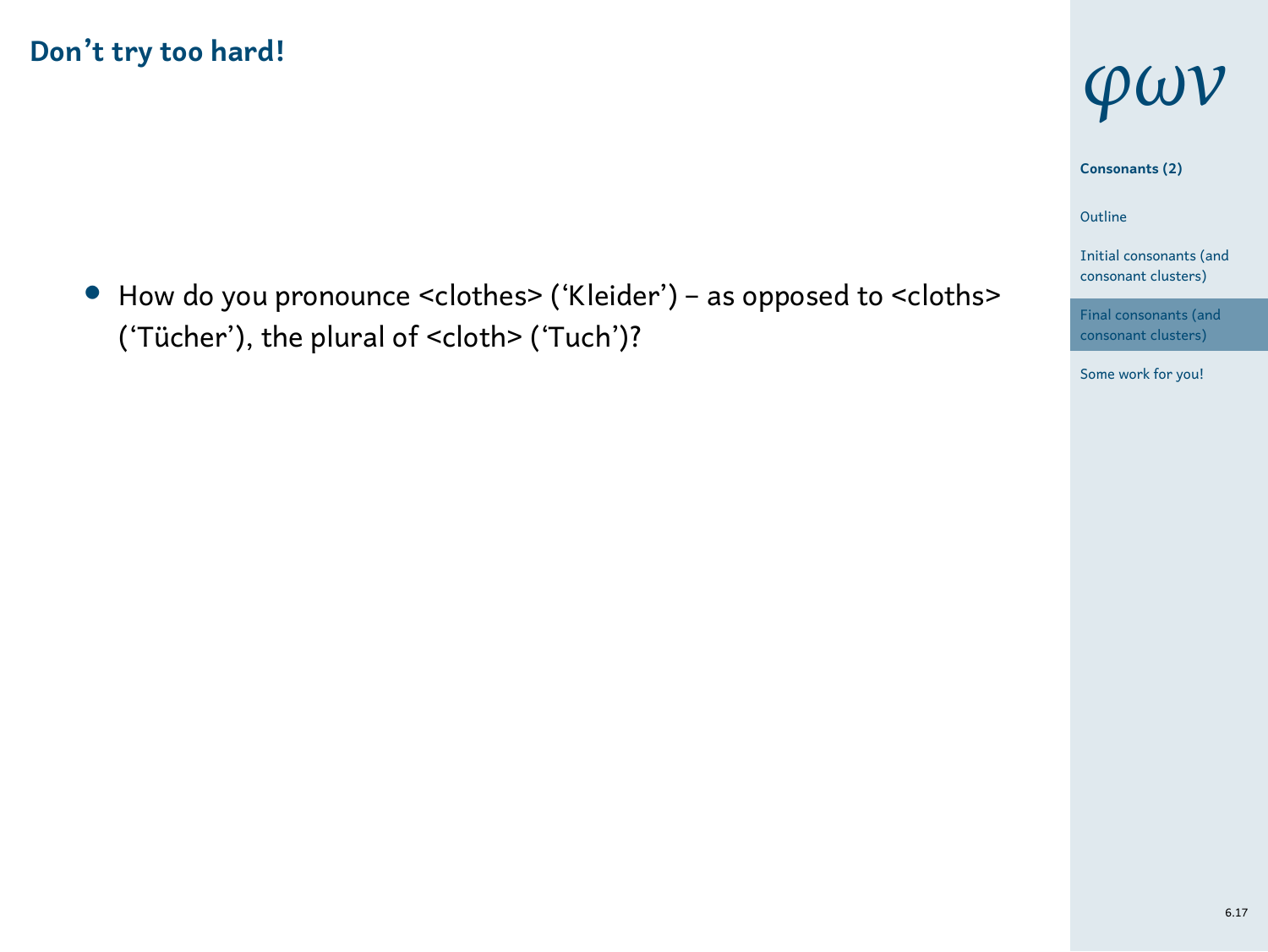## Don’t try too hard!

- How do you pronounce <clothes> (‘Kleider’) – as opposed to <cloths> (‘Tücher’), the plural of <cloth> (‘Tuch’)?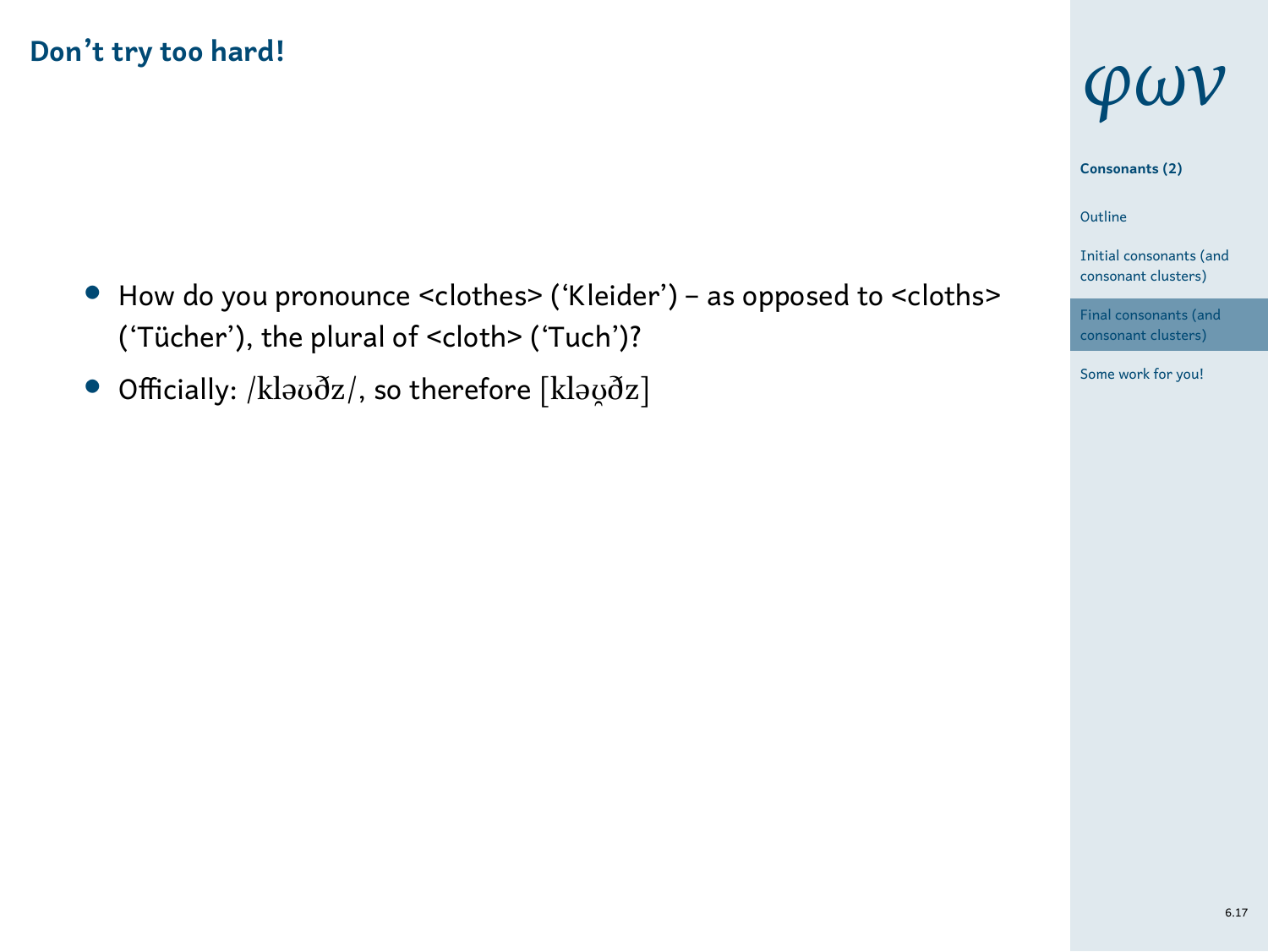## Don’t try too hard!

- How do you pronounce <clothes> (‘Kleider’) – as opposed to <cloths> (‘Tücher’), the plural of <cloth> (‘Tuch’)?
- Officially: /kləʊðz/, so therefore [kləʊ̯ðz]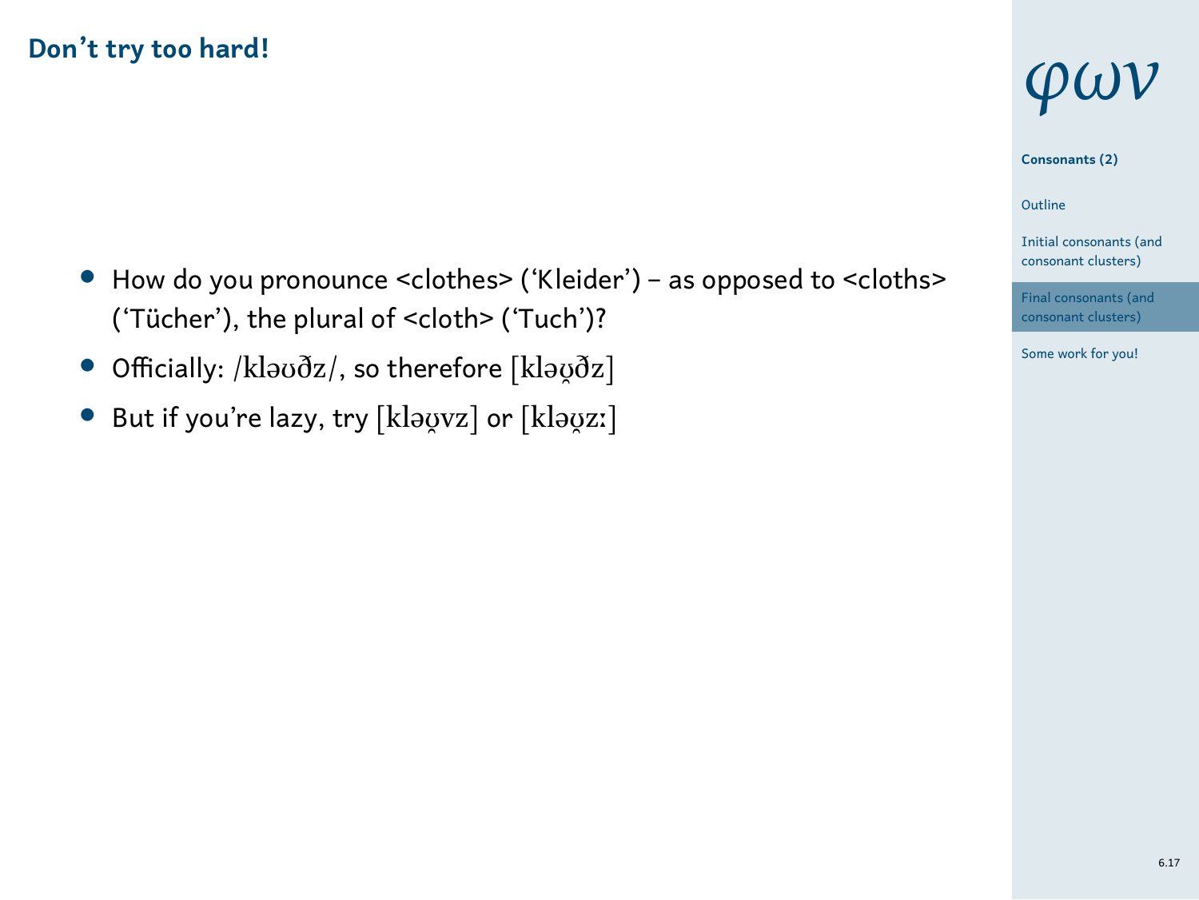## Don’t try too hard!

- How do you pronounce <clothes> (‘Kleider’) – as opposed to <cloths> (‘Tücher’), the plural of <cloth> (‘Tuch’)?
- Officially: /kləʊðz/, so therefore [kləʊ̯ðz]
- But if you’re lazy, try [kləʊ̯vz] or [kləʊ̯zː]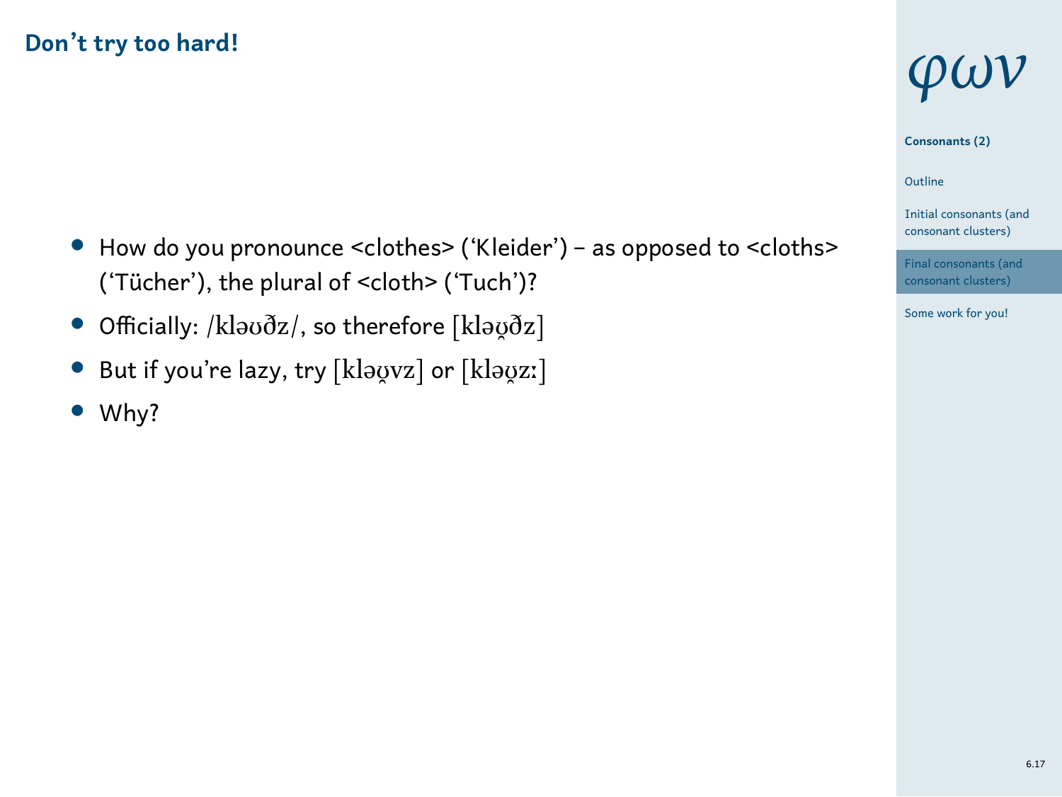## Don't try too hard!

- How do you pronounce <clothes> ('Kleider') – as opposed to <cloths> ('Tücher'), the plural of <cloth> ('Tuch')?
- Officially: /kləʊðz/, so therefore [kləʊ̯ðz]
- But if you're lazy, try [kləʊ̯vz] or [kləʊ̯zː]
- Why?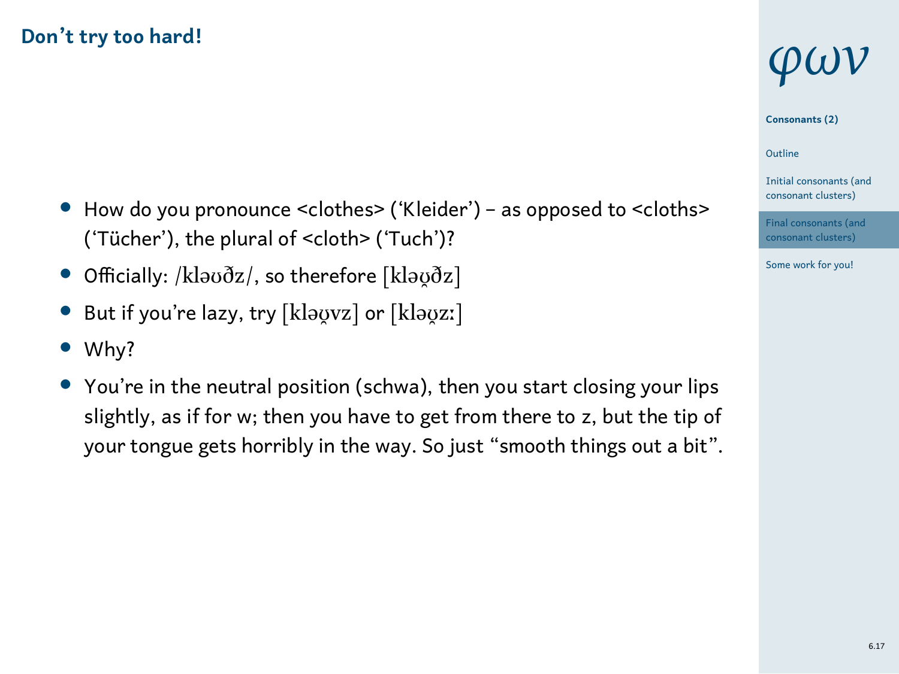## Don’t try too hard!

- How do you pronounce <clothes> (‘Kleider’) – as opposed to <cloths> (‘Tücher’), the plural of <cloth> (‘Tuch’)?
- Officially: /kləʊðz/, so therefore [kləʊ̯ðz]
- But if you’re lazy, try [kləʊ̯vz] or [kləʊ̯zː]
- Why?
- You’re in the neutral position (schwa), then you start closing your lips slightly, as if for w; then you have to get from there to z, but the tip of your tongue gets horribly in the way. So just “smooth things out a bit”.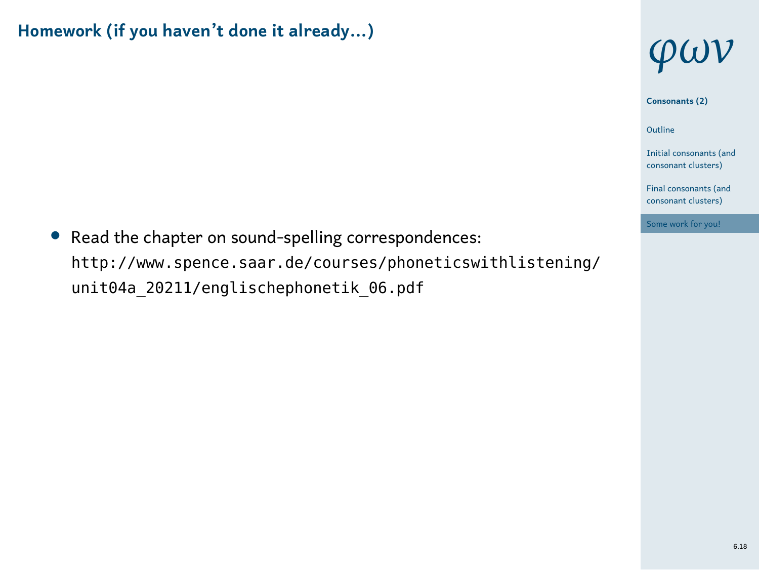## Homework (if you haven't done it already...)

- Read the chapter on sound-spelling correspondences: http://www.spence.saar.de/courses/phoneticswithlistening/unit04a_20211/englischephonetik_06.pdf